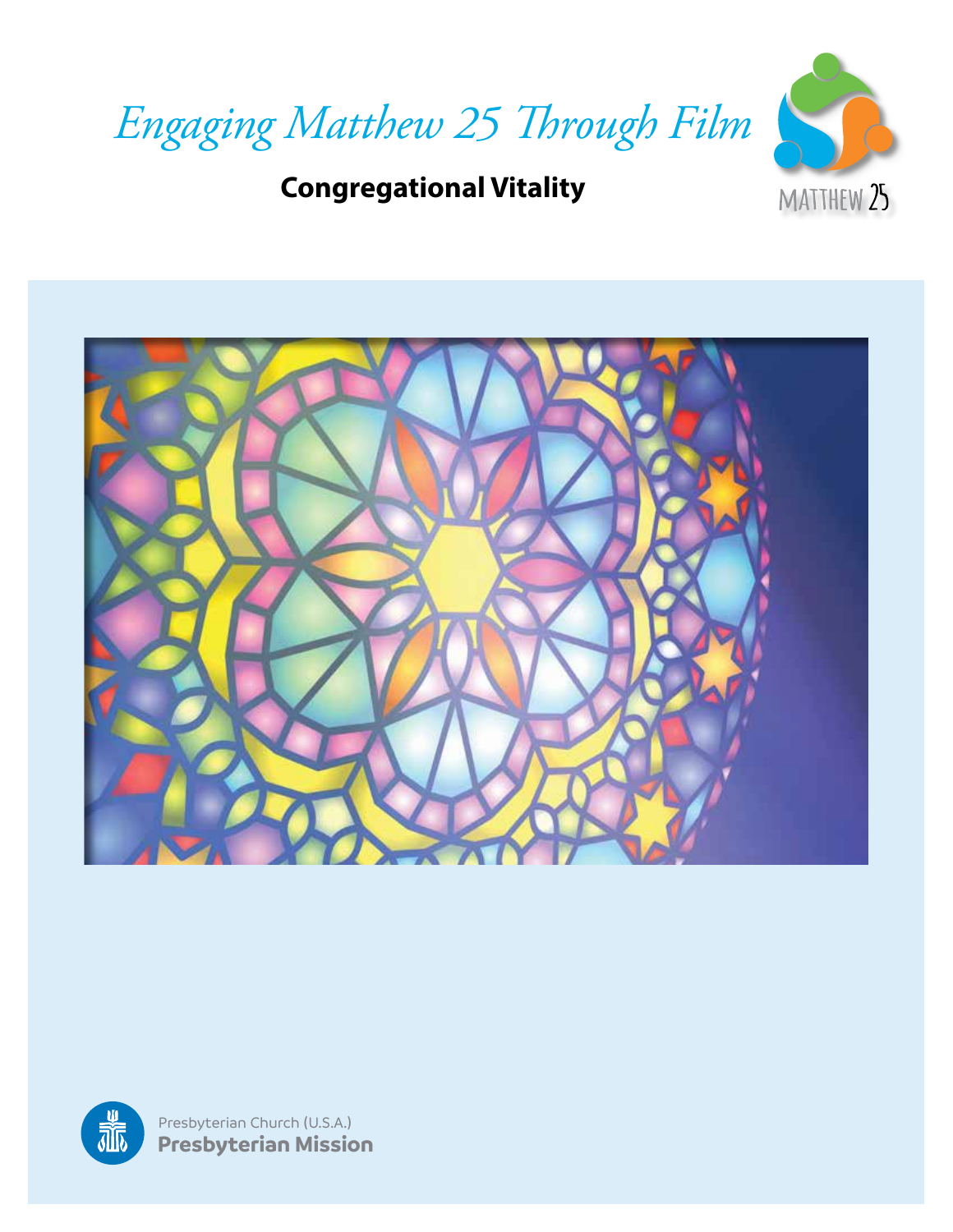# Engaging Matthew 25 Through Film

## Congregational Vitality

MATTHEW 25

Presbyterian Church (U.S.A.)
**Presbyterian Mission**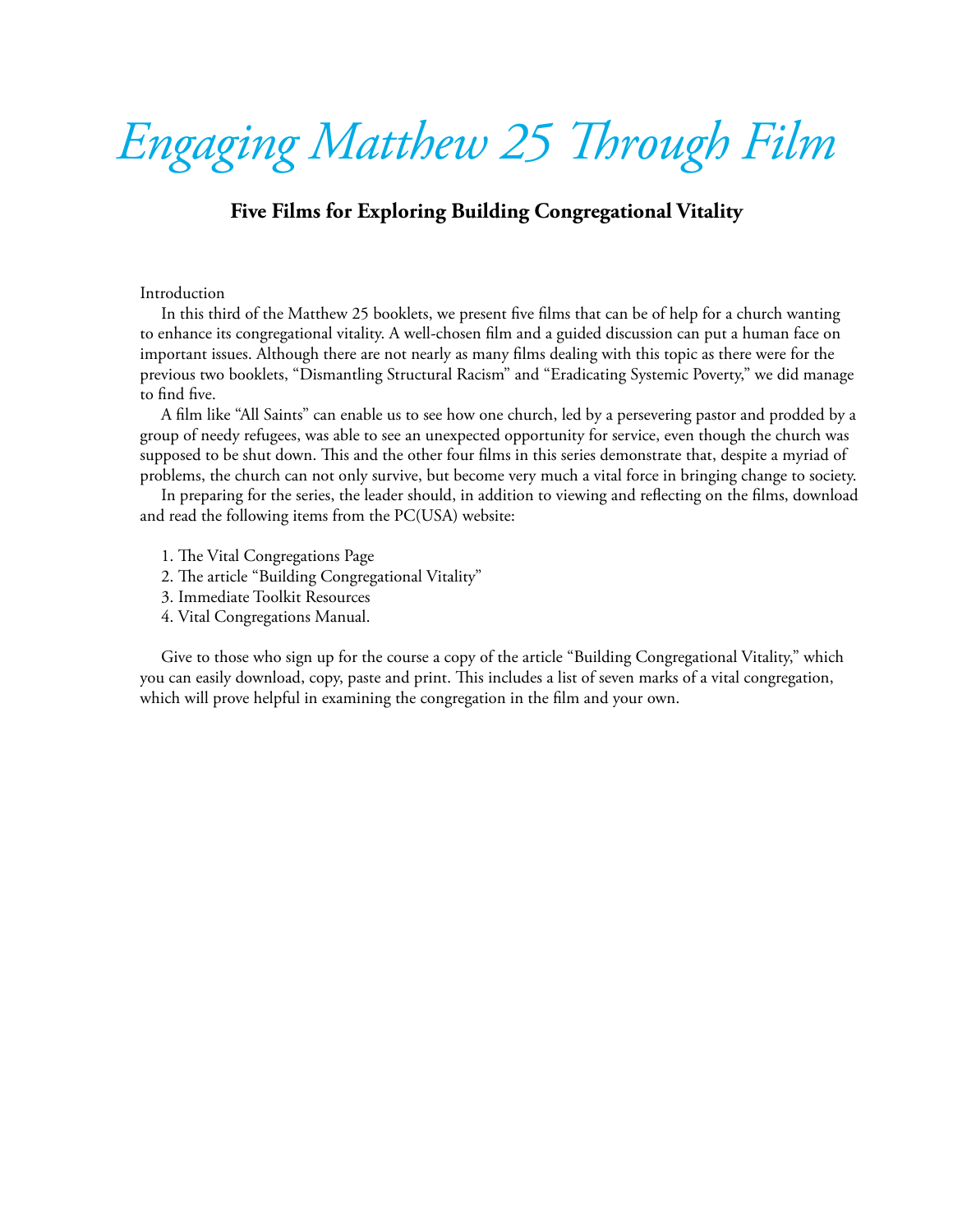# *Engaging Matthew 25 Through Film*

## Five Films for Exploring Building Congregational Vitality

Introduction

In this third of the Matthew 25 booklets, we present five films that can be of help for a church wanting to enhance its congregational vitality. A well-chosen film and a guided discussion can put a human face on important issues. Although there are not nearly as many films dealing with this topic as there were for the previous two booklets, "Dismantling Structural Racism" and "Eradicating Systemic Poverty," we did manage to find five.

A film like "All Saints" can enable us to see how one church, led by a persevering pastor and prodded by a group of needy refugees, was able to see an unexpected opportunity for service, even though the church was supposed to be shut down. This and the other four films in this series demonstrate that, despite a myriad of problems, the church can not only survive, but become very much a vital force in bringing change to society.

In preparing for the series, the leader should, in addition to viewing and reflecting on the films, download and read the following items from the PC(USA) website:

1. The Vital Congregations Page
2. The article "Building Congregational Vitality"
3. Immediate Toolkit Resources
4. Vital Congregations Manual.

Give to those who sign up for the course a copy of the article "Building Congregational Vitality," which you can easily download, copy, paste and print. This includes a list of seven marks of a vital congregation, which will prove helpful in examining the congregation in the film and your own.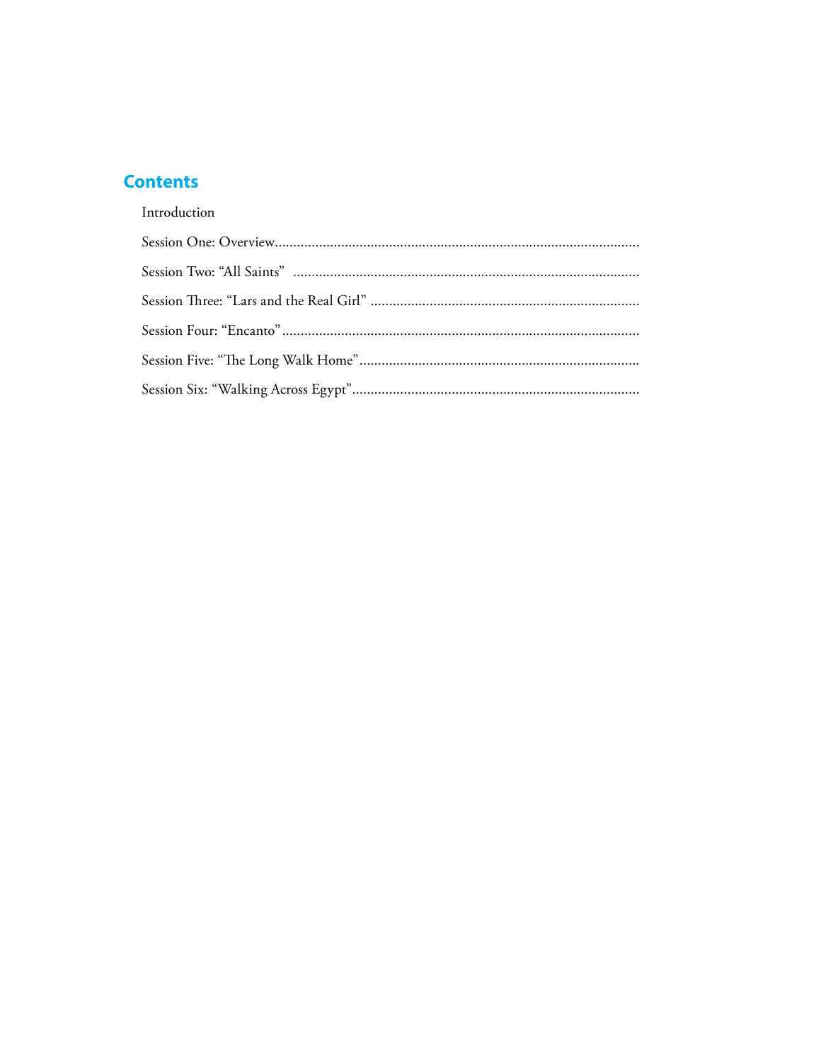## Contents

Introduction

Session One: Overview

Session Two: “All Saints”

Session Three: “Lars and the Real Girl”

Session Four: “Encanto”

Session Five: “The Long Walk Home”

Session Six: “Walking Across Egypt”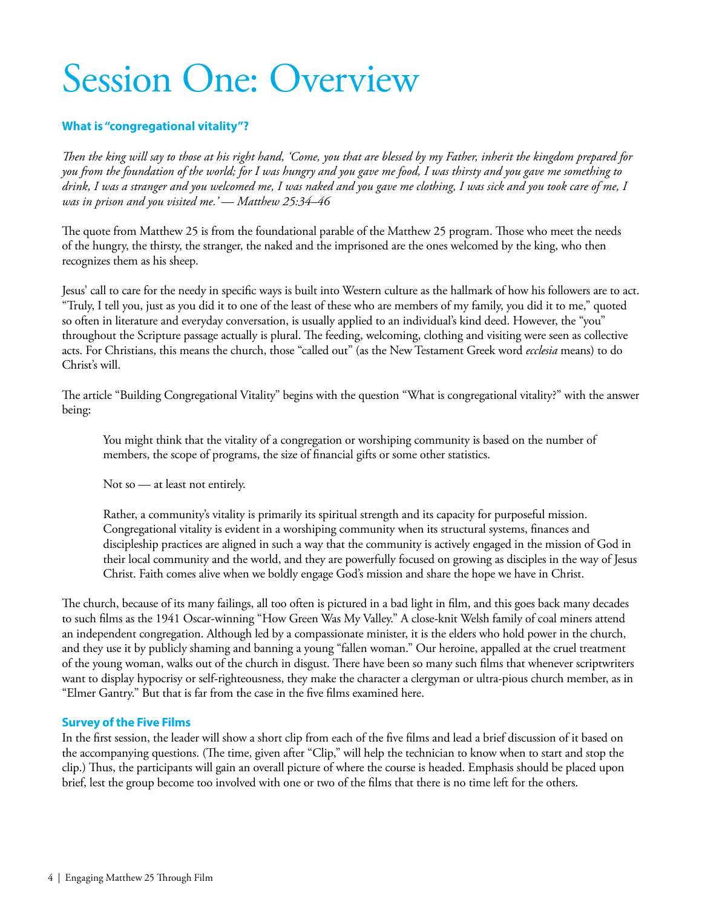# Session One: Overview

### What is "congregational vitality"?

*Then the king will say to those at his right hand, 'Come, you that are blessed by my Father, inherit the kingdom prepared for you from the foundation of the world; for I was hungry and you gave me food, I was thirsty and you gave me something to drink, I was a stranger and you welcomed me, I was naked and you gave me clothing, I was sick and you took care of me, I was in prison and you visited me.' — Matthew 25:34–46*

The quote from Matthew 25 is from the foundational parable of the Matthew 25 program. Those who meet the needs of the hungry, the thirsty, the stranger, the naked and the imprisoned are the ones welcomed by the king, who then recognizes them as his sheep.

Jesus' call to care for the needy in specific ways is built into Western culture as the hallmark of how his followers are to act. "Truly, I tell you, just as you did it to one of the least of these who are members of my family, you did it to me," quoted so often in literature and everyday conversation, is usually applied to an individual's kind deed. However, the "you" throughout the Scripture passage actually is plural. The feeding, welcoming, clothing and visiting were seen as collective acts. For Christians, this means the church, those "called out" (as the New Testament Greek word *ecclesia* means) to do Christ's will.

The article "Building Congregational Vitality" begins with the question "What is congregational vitality?" with the answer being:

> You might think that the vitality of a congregation or worshiping community is based on the number of members, the scope of programs, the size of financial gifts or some other statistics.
>
> Not so — at least not entirely.
>
> Rather, a community's vitality is primarily its spiritual strength and its capacity for purposeful mission. Congregational vitality is evident in a worshiping community when its structural systems, finances and discipleship practices are aligned in such a way that the community is actively engaged in the mission of God in their local community and the world, and they are powerfully focused on growing as disciples in the way of Jesus Christ. Faith comes alive when we boldly engage God's mission and share the hope we have in Christ.

The church, because of its many failings, all too often is pictured in a bad light in film, and this goes back many decades to such films as the 1941 Oscar-winning "How Green Was My Valley." A close-knit Welsh family of coal miners attend an independent congregation. Although led by a compassionate minister, it is the elders who hold power in the church, and they use it by publicly shaming and banning a young "fallen woman." Our heroine, appalled at the cruel treatment of the young woman, walks out of the church in disgust. There have been so many such films that whenever scriptwriters want to display hypocrisy or self-righteousness, they make the character a clergyman or ultra-pious church member, as in "Elmer Gantry." But that is far from the case in the five films examined here.

### Survey of the Five Films

In the first session, the leader will show a short clip from each of the five films and lead a brief discussion of it based on the accompanying questions. (The time, given after "Clip," will help the technician to know when to start and stop the clip.) Thus, the participants will gain an overall picture of where the course is headed. Emphasis should be placed upon brief, lest the group become too involved with one or two of the films that there is no time left for the others.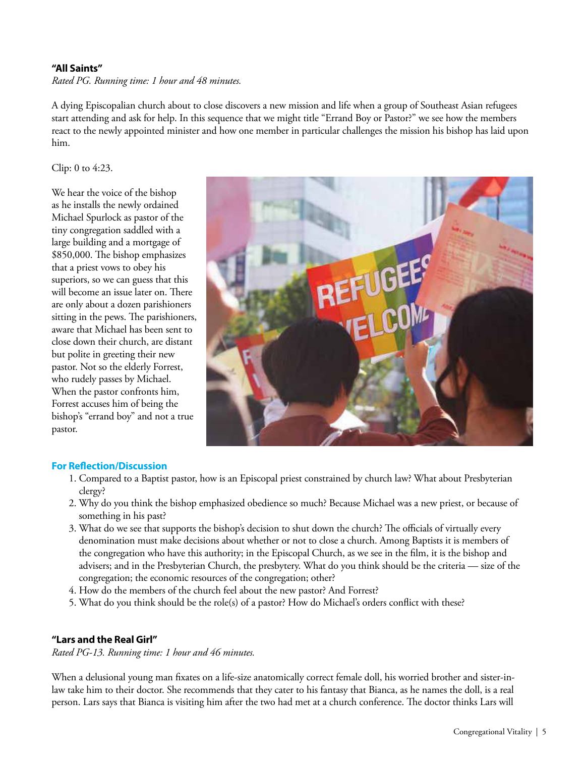**"All Saints"**

*Rated PG. Running time: 1 hour and 48 minutes.*

A dying Episcopalian church about to close discovers a new mission and life when a group of Southeast Asian refugees start attending and ask for help. In this sequence that we might title "Errand Boy or Pastor?" we see how the members react to the newly appointed minister and how one member in particular challenges the mission his bishop has laid upon him.

Clip: 0 to 4:23.

We hear the voice of the bishop as he installs the newly ordained Michael Spurlock as pastor of the tiny congregation saddled with a large building and a mortgage of $850,000. The bishop emphasizes that a priest vows to obey his superiors, so we can guess that this will become an issue later on. There are only about a dozen parishioners sitting in the pews. The parishioners, aware that Michael has been sent to close down their church, are distant but polite in greeting their new pastor. Not so the elderly Forrest, who rudely passes by Michael. When the pastor confronts him, Forrest accuses him of being the bishop's "errand boy" and not a true pastor.

**For Reflection/Discussion**

1. Compared to a Baptist pastor, how is an Episcopal priest constrained by church law? What about Presbyterian clergy?
2. Why do you think the bishop emphasized obedience so much? Because Michael was a new priest, or because of something in his past?
3. What do we see that supports the bishop's decision to shut down the church? The officials of virtually every denomination must make decisions about whether or not to close a church. Among Baptists it is members of the congregation who have this authority; in the Episcopal Church, as we see in the film, it is the bishop and advisers; and in the Presbyterian Church, the presbytery. What do you think should be the criteria — size of the congregation; the economic resources of the congregation; other?
4. How do the members of the church feel about the new pastor? And Forrest?
5. What do you think should be the role(s) of a pastor? How do Michael's orders conflict with these?

**"Lars and the Real Girl"**

*Rated PG-13. Running time: 1 hour and 46 minutes.*

When a delusional young man fixates on a life-size anatomically correct female doll, his worried brother and sister-in-law take him to their doctor. She recommends that they cater to his fantasy that Bianca, as he names the doll, is a real person. Lars says that Bianca is visiting him after the two had met at a church conference. The doctor thinks Lars will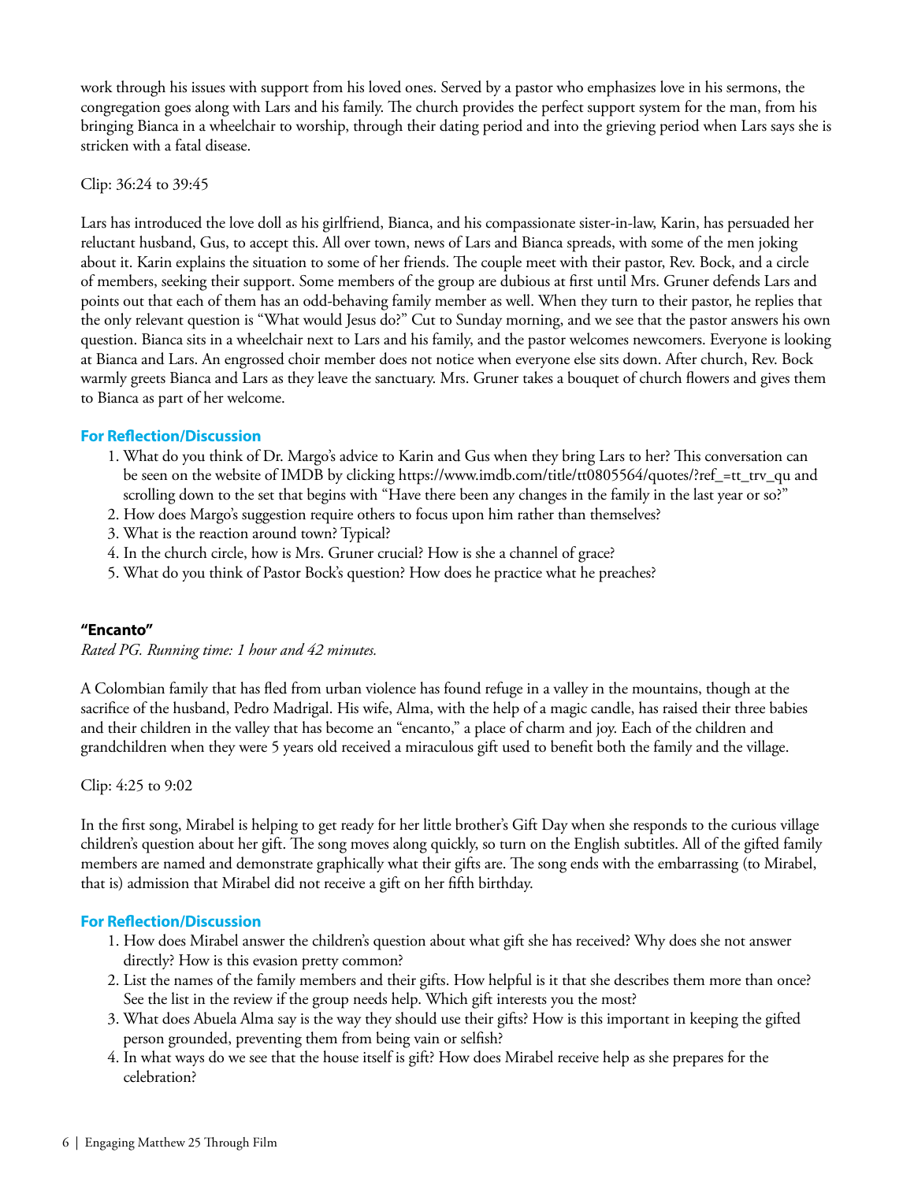work through his issues with support from his loved ones. Served by a pastor who emphasizes love in his sermons, the congregation goes along with Lars and his family. The church provides the perfect support system for the man, from his bringing Bianca in a wheelchair to worship, through their dating period and into the grieving period when Lars says she is stricken with a fatal disease.

Clip: 36:24 to 39:45

Lars has introduced the love doll as his girlfriend, Bianca, and his compassionate sister-in-law, Karin, has persuaded her reluctant husband, Gus, to accept this. All over town, news of Lars and Bianca spreads, with some of the men joking about it. Karin explains the situation to some of her friends. The couple meet with their pastor, Rev. Bock, and a circle of members, seeking their support. Some members of the group are dubious at first until Mrs. Gruner defends Lars and points out that each of them has an odd-behaving family member as well. When they turn to their pastor, he replies that the only relevant question is "What would Jesus do?" Cut to Sunday morning, and we see that the pastor answers his own question. Bianca sits in a wheelchair next to Lars and his family, and the pastor welcomes newcomers. Everyone is looking at Bianca and Lars. An engrossed choir member does not notice when everyone else sits down. After church, Rev. Bock warmly greets Bianca and Lars as they leave the sanctuary. Mrs. Gruner takes a bouquet of church flowers and gives them to Bianca as part of her welcome.

### For Reflection/Discussion

1. What do you think of Dr. Margo's advice to Karin and Gus when they bring Lars to her? This conversation can be seen on the website of IMDB by clicking https://www.imdb.com/title/tt0805564/quotes/?ref_=tt_trv_qu and scrolling down to the set that begins with "Have there been any changes in the family in the last year or so?"
2. How does Margo's suggestion require others to focus upon him rather than themselves?
3. What is the reaction around town? Typical?
4. In the church circle, how is Mrs. Gruner crucial? How is she a channel of grace?
5. What do you think of Pastor Bock's question? How does he practice what he preaches?

### "Encanto"

*Rated PG. Running time: 1 hour and 42 minutes.*

A Colombian family that has fled from urban violence has found refuge in a valley in the mountains, though at the sacrifice of the husband, Pedro Madrigal. His wife, Alma, with the help of a magic candle, has raised their three babies and their children in the valley that has become an "encanto," a place of charm and joy. Each of the children and grandchildren when they were 5 years old received a miraculous gift used to benefit both the family and the village.

Clip: 4:25 to 9:02

In the first song, Mirabel is helping to get ready for her little brother's Gift Day when she responds to the curious village children's question about her gift. The song moves along quickly, so turn on the English subtitles. All of the gifted family members are named and demonstrate graphically what their gifts are. The song ends with the embarrassing (to Mirabel, that is) admission that Mirabel did not receive a gift on her fifth birthday.

### For Reflection/Discussion

1. How does Mirabel answer the children's question about what gift she has received? Why does she not answer directly? How is this evasion pretty common?
2. List the names of the family members and their gifts. How helpful is it that she describes them more than once? See the list in the review if the group needs help. Which gift interests you the most?
3. What does Abuela Alma say is the way they should use their gifts? How is this important in keeping the gifted person grounded, preventing them from being vain or selfish?
4. In what ways do we see that the house itself is gift? How does Mirabel receive help as she prepares for the celebration?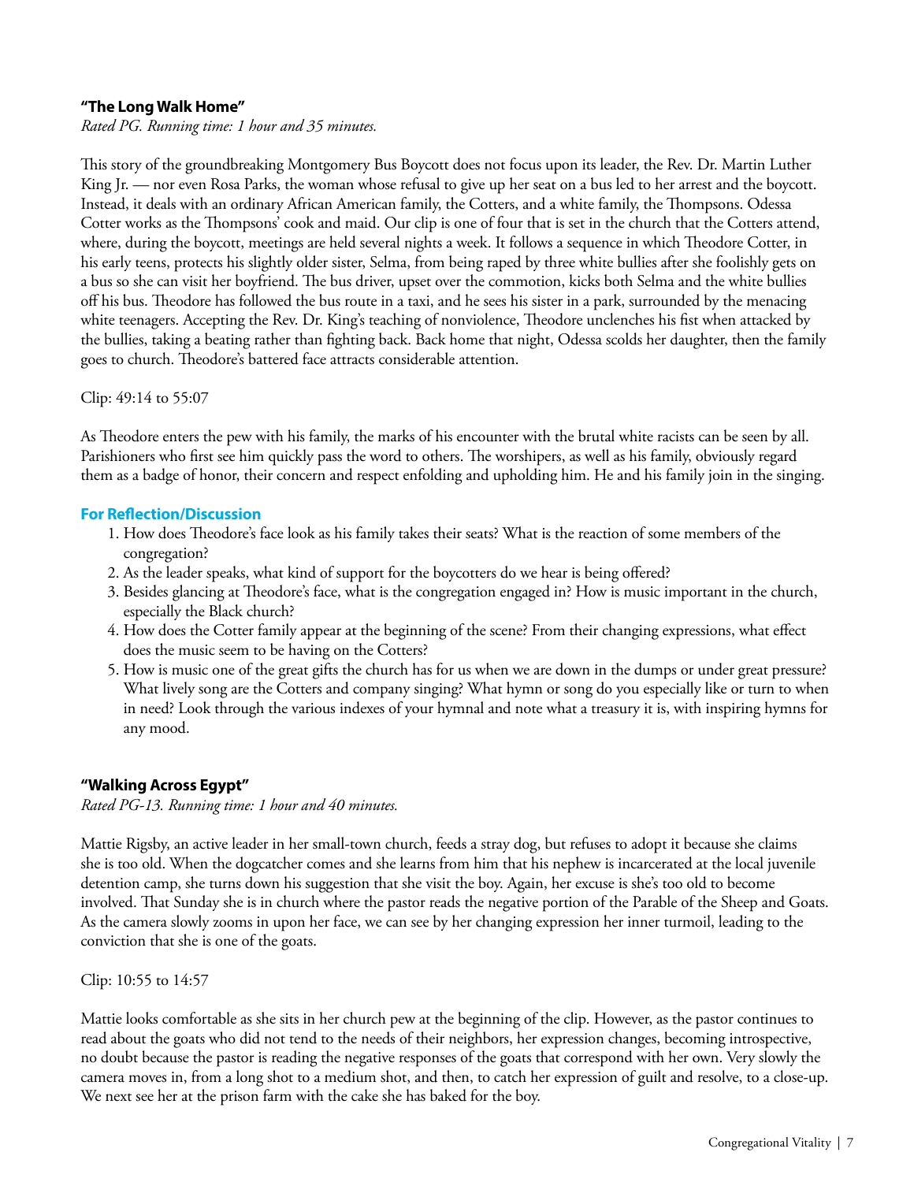### "The Long Walk Home"

*Rated PG. Running time: 1 hour and 35 minutes.*

This story of the groundbreaking Montgomery Bus Boycott does not focus upon its leader, the Rev. Dr. Martin Luther King Jr. — nor even Rosa Parks, the woman whose refusal to give up her seat on a bus led to her arrest and the boycott. Instead, it deals with an ordinary African American family, the Cotters, and a white family, the Thompsons. Odessa Cotter works as the Thompsons' cook and maid. Our clip is one of four that is set in the church that the Cotters attend, where, during the boycott, meetings are held several nights a week. It follows a sequence in which Theodore Cotter, in his early teens, protects his slightly older sister, Selma, from being raped by three white bullies after she foolishly gets on a bus so she can visit her boyfriend. The bus driver, upset over the commotion, kicks both Selma and the white bullies off his bus. Theodore has followed the bus route in a taxi, and he sees his sister in a park, surrounded by the menacing white teenagers. Accepting the Rev. Dr. King's teaching of nonviolence, Theodore unclenches his fist when attacked by the bullies, taking a beating rather than fighting back. Back home that night, Odessa scolds her daughter, then the family goes to church. Theodore's battered face attracts considerable attention.

Clip: 49:14 to 55:07

As Theodore enters the pew with his family, the marks of his encounter with the brutal white racists can be seen by all. Parishioners who first see him quickly pass the word to others. The worshipers, as well as his family, obviously regard them as a badge of honor, their concern and respect enfolding and upholding him. He and his family join in the singing.

#### For Reflection/Discussion

1. How does Theodore's face look as his family takes their seats? What is the reaction of some members of the congregation?
2. As the leader speaks, what kind of support for the boycotters do we hear is being offered?
3. Besides glancing at Theodore's face, what is the congregation engaged in? How is music important in the church, especially the Black church?
4. How does the Cotter family appear at the beginning of the scene? From their changing expressions, what effect does the music seem to be having on the Cotters?
5. How is music one of the great gifts the church has for us when we are down in the dumps or under great pressure? What lively song are the Cotters and company singing? What hymn or song do you especially like or turn to when in need? Look through the various indexes of your hymnal and note what a treasury it is, with inspiring hymns for any mood.

### "Walking Across Egypt"

*Rated PG-13. Running time: 1 hour and 40 minutes.*

Mattie Rigsby, an active leader in her small-town church, feeds a stray dog, but refuses to adopt it because she claims she is too old. When the dogcatcher comes and she learns from him that his nephew is incarcerated at the local juvenile detention camp, she turns down his suggestion that she visit the boy. Again, her excuse is she's too old to become involved. That Sunday she is in church where the pastor reads the negative portion of the Parable of the Sheep and Goats. As the camera slowly zooms in upon her face, we can see by her changing expression her inner turmoil, leading to the conviction that she is one of the goats.

Clip: 10:55 to 14:57

Mattie looks comfortable as she sits in her church pew at the beginning of the clip. However, as the pastor continues to read about the goats who did not tend to the needs of their neighbors, her expression changes, becoming introspective, no doubt because the pastor is reading the negative responses of the goats that correspond with her own. Very slowly the camera moves in, from a long shot to a medium shot, and then, to catch her expression of guilt and resolve, to a close-up. We next see her at the prison farm with the cake she has baked for the boy.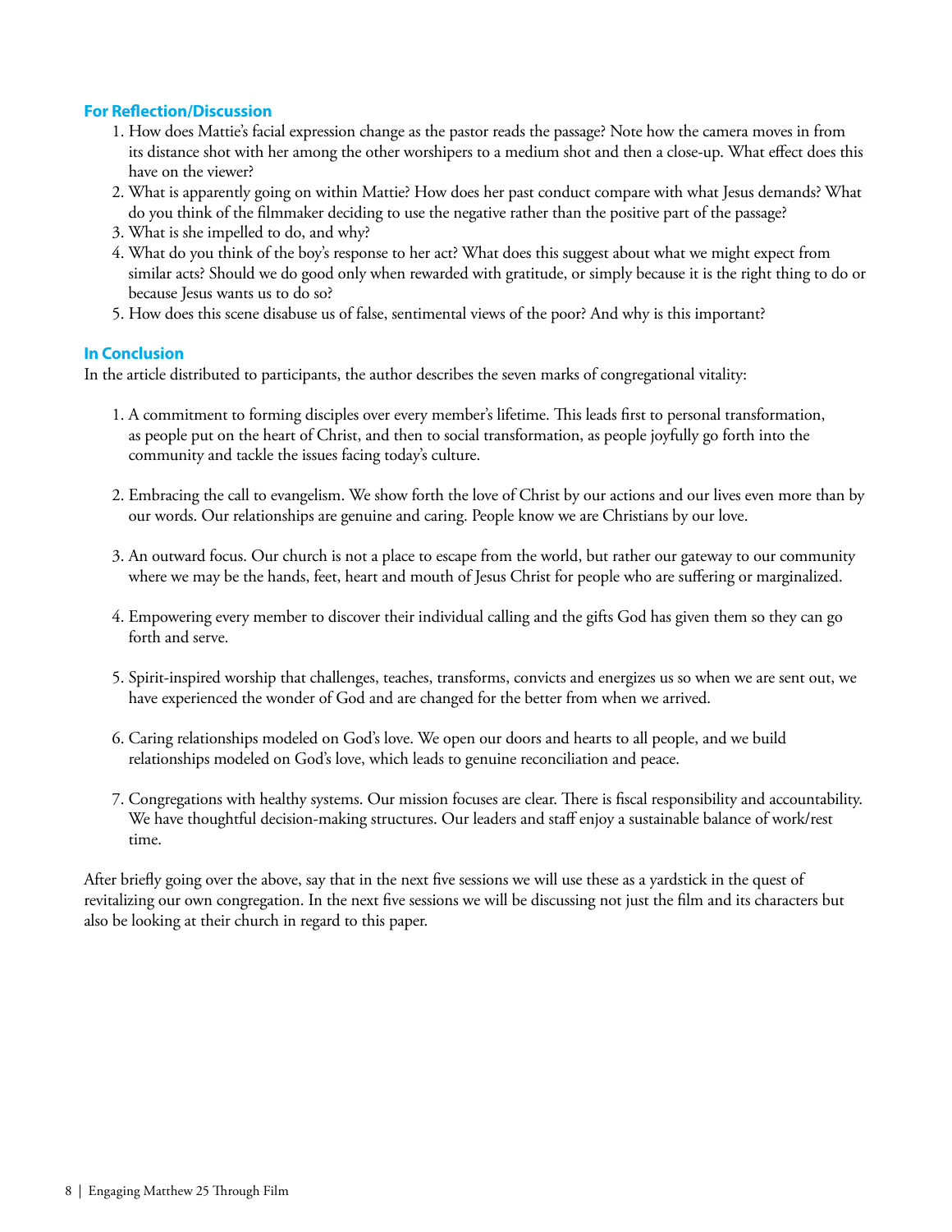### For Reflection/Discussion

1. How does Mattie's facial expression change as the pastor reads the passage? Note how the camera moves in from its distance shot with her among the other worshipers to a medium shot and then a close-up. What effect does this have on the viewer?
2. What is apparently going on within Mattie? How does her past conduct compare with what Jesus demands? What do you think of the filmmaker deciding to use the negative rather than the positive part of the passage?
3. What is she impelled to do, and why?
4. What do you think of the boy's response to her act? What does this suggest about what we might expect from similar acts? Should we do good only when rewarded with gratitude, or simply because it is the right thing to do or because Jesus wants us to do so?
5. How does this scene disabuse us of false, sentimental views of the poor? And why is this important?

### In Conclusion

In the article distributed to participants, the author describes the seven marks of congregational vitality:

1. A commitment to forming disciples over every member's lifetime. This leads first to personal transformation, as people put on the heart of Christ, and then to social transformation, as people joyfully go forth into the community and tackle the issues facing today's culture.

2. Embracing the call to evangelism. We show forth the love of Christ by our actions and our lives even more than by our words. Our relationships are genuine and caring. People know we are Christians by our love.

3. An outward focus. Our church is not a place to escape from the world, but rather our gateway to our community where we may be the hands, feet, heart and mouth of Jesus Christ for people who are suffering or marginalized.

4. Empowering every member to discover their individual calling and the gifts God has given them so they can go forth and serve.

5. Spirit-inspired worship that challenges, teaches, transforms, convicts and energizes us so when we are sent out, we have experienced the wonder of God and are changed for the better from when we arrived.

6. Caring relationships modeled on God's love. We open our doors and hearts to all people, and we build relationships modeled on God's love, which leads to genuine reconciliation and peace.

7. Congregations with healthy systems. Our mission focuses are clear. There is fiscal responsibility and accountability. We have thoughtful decision-making structures. Our leaders and staff enjoy a sustainable balance of work/rest time.

After briefly going over the above, say that in the next five sessions we will use these as a yardstick in the quest of revitalizing our own congregation. In the next five sessions we will be discussing not just the film and its characters but also be looking at their church in regard to this paper.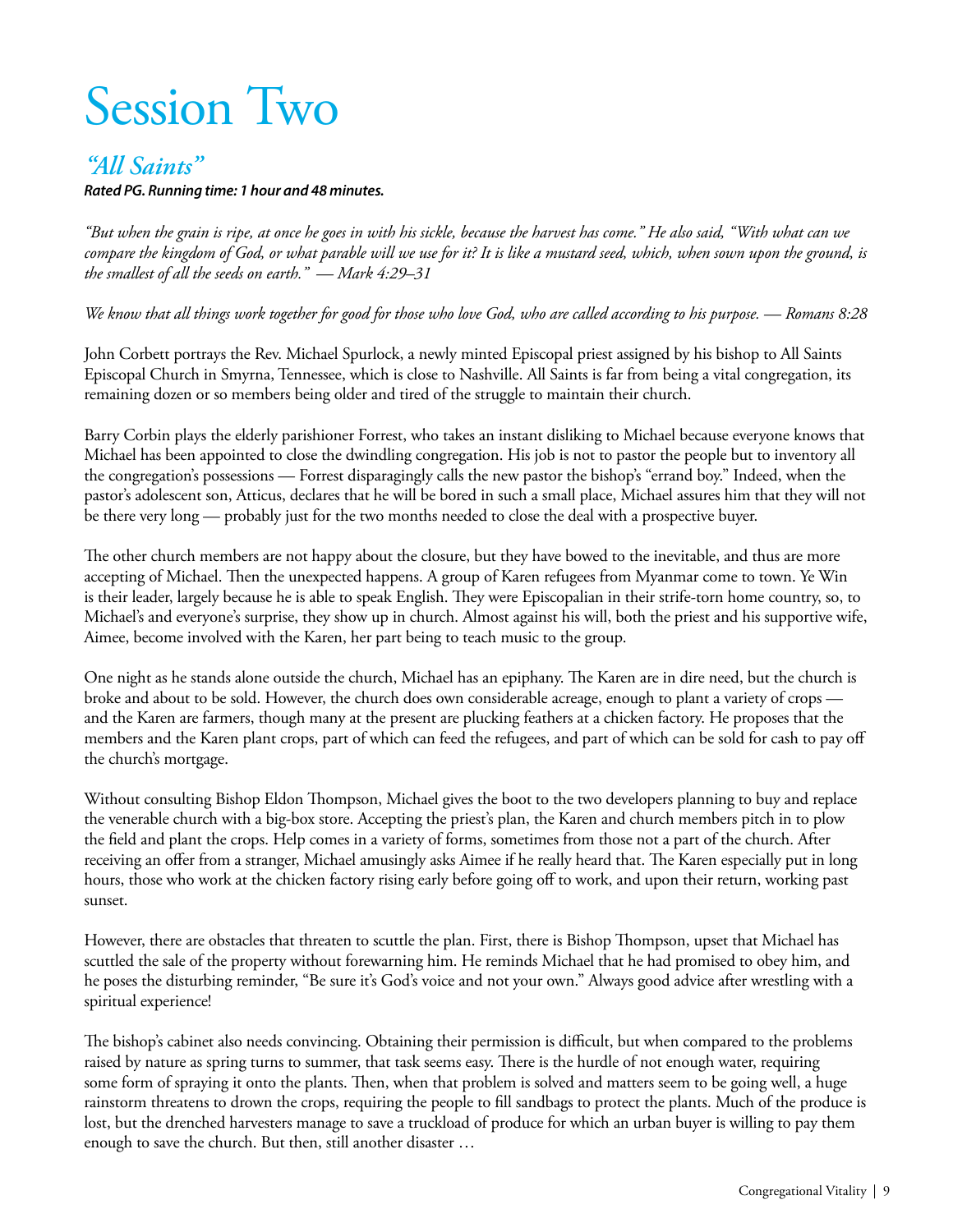# Session Two

## *"All Saints"*

***Rated PG. Running time: 1 hour and 48 minutes.***

*"But when the grain is ripe, at once he goes in with his sickle, because the harvest has come." He also said, "With what can we compare the kingdom of God, or what parable will we use for it? It is like a mustard seed, which, when sown upon the ground, is the smallest of all the seeds on earth." — Mark 4:29–31*

*We know that all things work together for good for those who love God, who are called according to his purpose. — Romans 8:28*

John Corbett portrays the Rev. Michael Spurlock, a newly minted Episcopal priest assigned by his bishop to All Saints Episcopal Church in Smyrna, Tennessee, which is close to Nashville. All Saints is far from being a vital congregation, its remaining dozen or so members being older and tired of the struggle to maintain their church.

Barry Corbin plays the elderly parishioner Forrest, who takes an instant disliking to Michael because everyone knows that Michael has been appointed to close the dwindling congregation. His job is not to pastor the people but to inventory all the congregation's possessions — Forrest disparagingly calls the new pastor the bishop's "errand boy." Indeed, when the pastor's adolescent son, Atticus, declares that he will be bored in such a small place, Michael assures him that they will not be there very long — probably just for the two months needed to close the deal with a prospective buyer.

The other church members are not happy about the closure, but they have bowed to the inevitable, and thus are more accepting of Michael. Then the unexpected happens. A group of Karen refugees from Myanmar come to town. Ye Win is their leader, largely because he is able to speak English. They were Episcopalian in their strife-torn home country, so, to Michael's and everyone's surprise, they show up in church. Almost against his will, both the priest and his supportive wife, Aimee, become involved with the Karen, her part being to teach music to the group.

One night as he stands alone outside the church, Michael has an epiphany. The Karen are in dire need, but the church is broke and about to be sold. However, the church does own considerable acreage, enough to plant a variety of crops — and the Karen are farmers, though many at the present are plucking feathers at a chicken factory. He proposes that the members and the Karen plant crops, part of which can feed the refugees, and part of which can be sold for cash to pay off the church's mortgage.

Without consulting Bishop Eldon Thompson, Michael gives the boot to the two developers planning to buy and replace the venerable church with a big-box store. Accepting the priest's plan, the Karen and church members pitch in to plow the field and plant the crops. Help comes in a variety of forms, sometimes from those not a part of the church. After receiving an offer from a stranger, Michael amusingly asks Aimee if he really heard that. The Karen especially put in long hours, those who work at the chicken factory rising early before going off to work, and upon their return, working past sunset.

However, there are obstacles that threaten to scuttle the plan. First, there is Bishop Thompson, upset that Michael has scuttled the sale of the property without forewarning him. He reminds Michael that he had promised to obey him, and he poses the disturbing reminder, "Be sure it's God's voice and not your own." Always good advice after wrestling with a spiritual experience!

The bishop's cabinet also needs convincing. Obtaining their permission is difficult, but when compared to the problems raised by nature as spring turns to summer, that task seems easy. There is the hurdle of not enough water, requiring some form of spraying it onto the plants. Then, when that problem is solved and matters seem to be going well, a huge rainstorm threatens to drown the crops, requiring the people to fill sandbags to protect the plants. Much of the produce is lost, but the drenched harvesters manage to save a truckload of produce for which an urban buyer is willing to pay them enough to save the church. But then, still another disaster …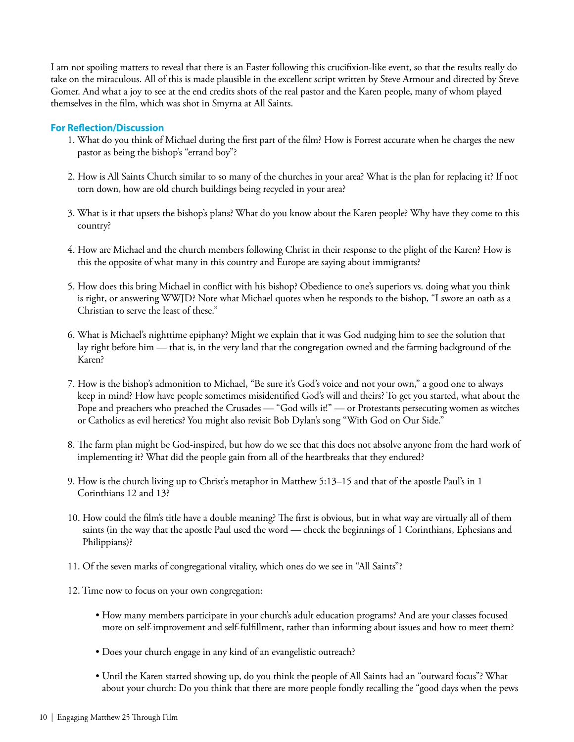I am not spoiling matters to reveal that there is an Easter following this crucifixion-like event, so that the results really do take on the miraculous. All of this is made plausible in the excellent script written by Steve Armour and directed by Steve Gomer. And what a joy to see at the end credits shots of the real pastor and the Karen people, many of whom played themselves in the film, which was shot in Smyrna at All Saints.

### For Reflection/Discussion

1. What do you think of Michael during the first part of the film? How is Forrest accurate when he charges the new pastor as being the bishop's "errand boy"?

2. How is All Saints Church similar to so many of the churches in your area? What is the plan for replacing it? If not torn down, how are old church buildings being recycled in your area?

3. What is it that upsets the bishop's plans? What do you know about the Karen people? Why have they come to this country?

4. How are Michael and the church members following Christ in their response to the plight of the Karen? How is this the opposite of what many in this country and Europe are saying about immigrants?

5. How does this bring Michael in conflict with his bishop? Obedience to one's superiors vs. doing what you think is right, or answering WWJD? Note what Michael quotes when he responds to the bishop, "I swore an oath as a Christian to serve the least of these."

6. What is Michael's nighttime epiphany? Might we explain that it was God nudging him to see the solution that lay right before him — that is, in the very land that the congregation owned and the farming background of the Karen?

7. How is the bishop's admonition to Michael, "Be sure it's God's voice and not your own," a good one to always keep in mind? How have people sometimes misidentified God's will and theirs? To get you started, what about the Pope and preachers who preached the Crusades — "God wills it!" — or Protestants persecuting women as witches or Catholics as evil heretics? You might also revisit Bob Dylan's song "With God on Our Side."

8. The farm plan might be God-inspired, but how do we see that this does not absolve anyone from the hard work of implementing it? What did the people gain from all of the heartbreaks that they endured?

9. How is the church living up to Christ's metaphor in Matthew 5:13–15 and that of the apostle Paul's in 1 Corinthians 12 and 13?

10. How could the film's title have a double meaning? The first is obvious, but in what way are virtually all of them saints (in the way that the apostle Paul used the word — check the beginnings of 1 Corinthians, Ephesians and Philippians)?

11. Of the seven marks of congregational vitality, which ones do we see in "All Saints"?

12. Time now to focus on your own congregation:

    - How many members participate in your church's adult education programs? And are your classes focused more on self-improvement and self-fulfillment, rather than informing about issues and how to meet them?

    - Does your church engage in any kind of an evangelistic outreach?

    - Until the Karen started showing up, do you think the people of All Saints had an "outward focus"? What about your church: Do you think that there are more people fondly recalling the "good days when the pews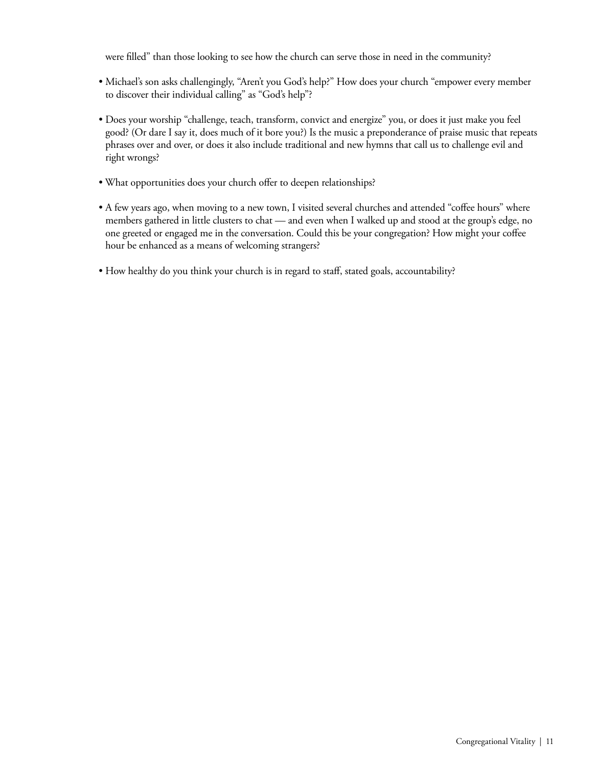were filled" than those looking to see how the church can serve those in need in the community?

- Michael's son asks challengingly, "Aren't you God's help?" How does your church "empower every member to discover their individual calling" as "God's help"?

- Does your worship "challenge, teach, transform, convict and energize" you, or does it just make you feel good? (Or dare I say it, does much of it bore you?) Is the music a preponderance of praise music that repeats phrases over and over, or does it also include traditional and new hymns that call us to challenge evil and right wrongs?

- What opportunities does your church offer to deepen relationships?

- A few years ago, when moving to a new town, I visited several churches and attended "coffee hours" where members gathered in little clusters to chat — and even when I walked up and stood at the group's edge, no one greeted or engaged me in the conversation. Could this be your congregation? How might your coffee hour be enhanced as a means of welcoming strangers?

- How healthy do you think your church is in regard to staff, stated goals, accountability?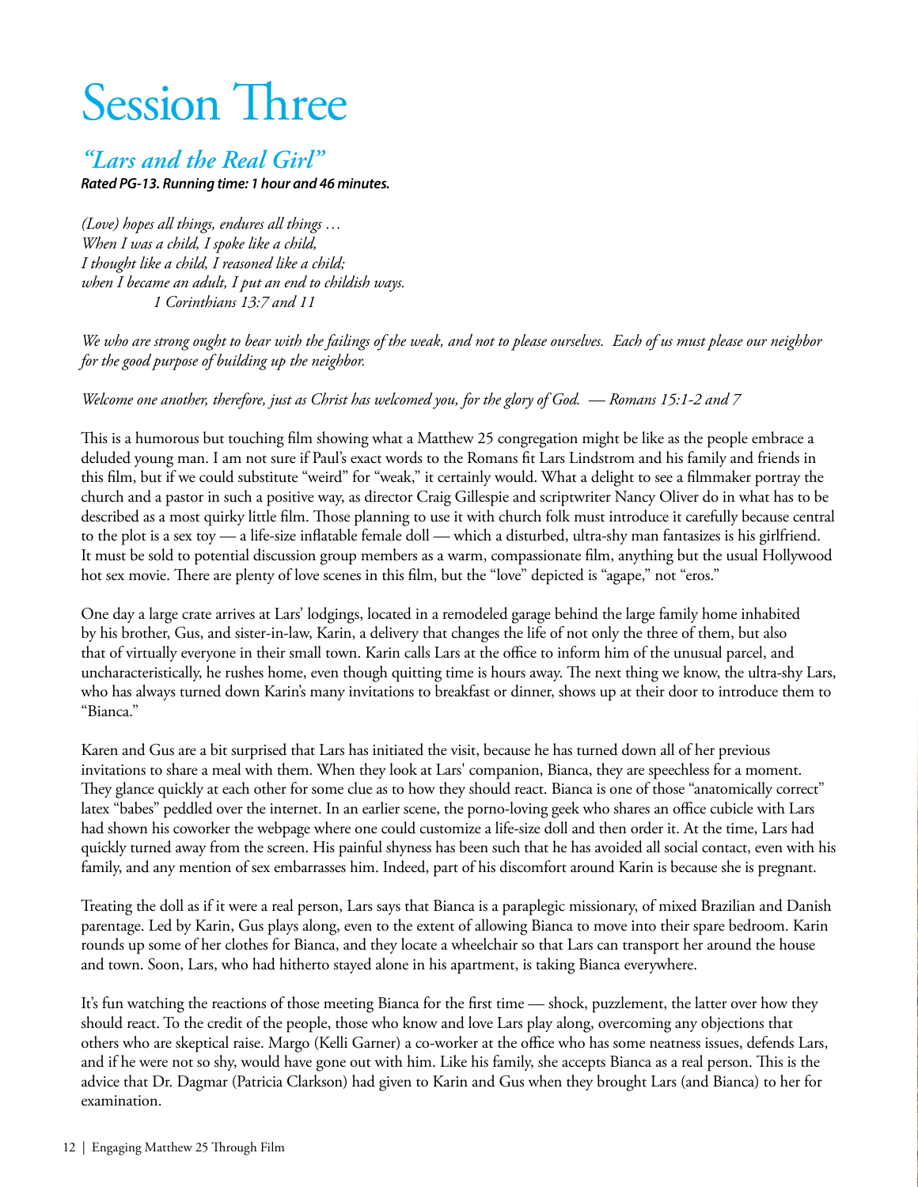# Session Three

## *"Lars and the Real Girl"*

***Rated PG-13. Running time: 1 hour and 46 minutes.***

*(Love) hopes all things, endures all things …*
*When I was a child, I spoke like a child,*
*I thought like a child, I reasoned like a child;*
*when I became an adult, I put an end to childish ways.*
*1 Corinthians 13:7 and 11*

*We who are strong ought to bear with the failings of the weak, and not to please ourselves. Each of us must please our neighbor for the good purpose of building up the neighbor.*

*Welcome one another, therefore, just as Christ has welcomed you, for the glory of God. — Romans 15:1-2 and 7*

This is a humorous but touching film showing what a Matthew 25 congregation might be like as the people embrace a deluded young man. I am not sure if Paul's exact words to the Romans fit Lars Lindstrom and his family and friends in this film, but if we could substitute "weird" for "weak," it certainly would. What a delight to see a filmmaker portray the church and a pastor in such a positive way, as director Craig Gillespie and scriptwriter Nancy Oliver do in what has to be described as a most quirky little film. Those planning to use it with church folk must introduce it carefully because central to the plot is a sex toy — a life-size inflatable female doll — which a disturbed, ultra-shy man fantasizes is his girlfriend. It must be sold to potential discussion group members as a warm, compassionate film, anything but the usual Hollywood hot sex movie. There are plenty of love scenes in this film, but the "love" depicted is "agape," not "eros."

One day a large crate arrives at Lars' lodgings, located in a remodeled garage behind the large family home inhabited by his brother, Gus, and sister-in-law, Karin, a delivery that changes the life of not only the three of them, but also that of virtually everyone in their small town. Karin calls Lars at the office to inform him of the unusual parcel, and uncharacteristically, he rushes home, even though quitting time is hours away. The next thing we know, the ultra-shy Lars, who has always turned down Karin's many invitations to breakfast or dinner, shows up at their door to introduce them to "Bianca."

Karen and Gus are a bit surprised that Lars has initiated the visit, because he has turned down all of her previous invitations to share a meal with them. When they look at Lars' companion, Bianca, they are speechless for a moment. They glance quickly at each other for some clue as to how they should react. Bianca is one of those "anatomically correct" latex "babes" peddled over the internet. In an earlier scene, the porno-loving geek who shares an office cubicle with Lars had shown his coworker the webpage where one could customize a life-size doll and then order it. At the time, Lars had quickly turned away from the screen. His painful shyness has been such that he has avoided all social contact, even with his family, and any mention of sex embarrasses him. Indeed, part of his discomfort around Karin is because she is pregnant.

Treating the doll as if it were a real person, Lars says that Bianca is a paraplegic missionary, of mixed Brazilian and Danish parentage. Led by Karin, Gus plays along, even to the extent of allowing Bianca to move into their spare bedroom. Karin rounds up some of her clothes for Bianca, and they locate a wheelchair so that Lars can transport her around the house and town. Soon, Lars, who had hitherto stayed alone in his apartment, is taking Bianca everywhere.

It's fun watching the reactions of those meeting Bianca for the first time — shock, puzzlement, the latter over how they should react. To the credit of the people, those who know and love Lars play along, overcoming any objections that others who are skeptical raise. Margo (Kelli Garner) a co-worker at the office who has some neatness issues, defends Lars, and if he were not so shy, would have gone out with him. Like his family, she accepts Bianca as a real person. This is the advice that Dr. Dagmar (Patricia Clarkson) had given to Karin and Gus when they brought Lars (and Bianca) to her for examination.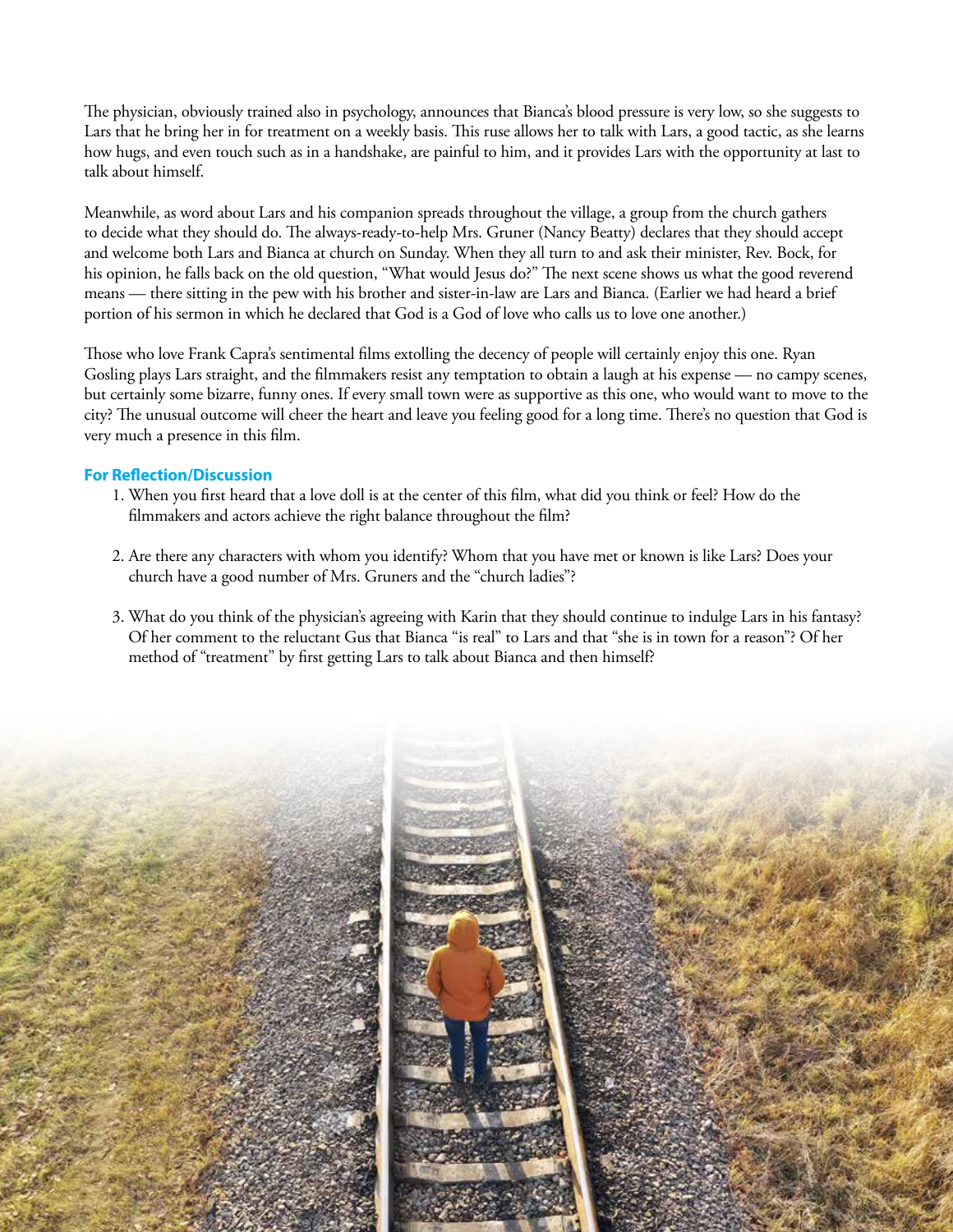The physician, obviously trained also in psychology, announces that Bianca's blood pressure is very low, so she suggests to Lars that he bring her in for treatment on a weekly basis. This ruse allows her to talk with Lars, a good tactic, as she learns how hugs, and even touch such as in a handshake, are painful to him, and it provides Lars with the opportunity at last to talk about himself.

Meanwhile, as word about Lars and his companion spreads throughout the village, a group from the church gathers to decide what they should do. The always-ready-to-help Mrs. Gruner (Nancy Beatty) declares that they should accept and welcome both Lars and Bianca at church on Sunday. When they all turn to and ask their minister, Rev. Bock, for his opinion, he falls back on the old question, "What would Jesus do?" The next scene shows us what the good reverend means — there sitting in the pew with his brother and sister-in-law are Lars and Bianca. (Earlier we had heard a brief portion of his sermon in which he declared that God is a God of love who calls us to love one another.)

Those who love Frank Capra's sentimental films extolling the decency of people will certainly enjoy this one. Ryan Gosling plays Lars straight, and the filmmakers resist any temptation to obtain a laugh at his expense — no campy scenes, but certainly some bizarre, funny ones. If every small town were as supportive as this one, who would want to move to the city? The unusual outcome will cheer the heart and leave you feeling good for a long time. There's no question that God is very much a presence in this film.

### For Reflection/Discussion

1. When you first heard that a love doll is at the center of this film, what did you think or feel? How do the filmmakers and actors achieve the right balance throughout the film?

2. Are there any characters with whom you identify? Whom that you have met or known is like Lars? Does your church have a good number of Mrs. Gruners and the "church ladies"?

3. What do you think of the physician's agreeing with Karin that they should continue to indulge Lars in his fantasy? Of her comment to the reluctant Gus that Bianca "is real" to Lars and that "she is in town for a reason"? Of her method of "treatment" by first getting Lars to talk about Bianca and then himself?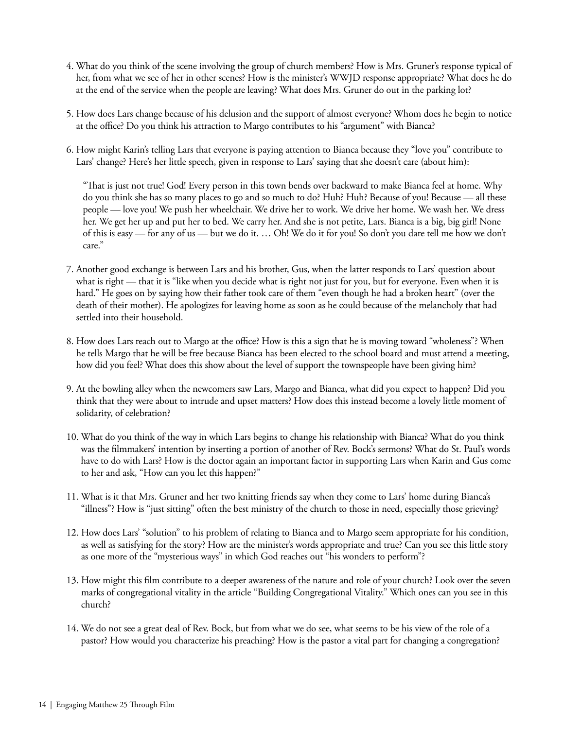4. What do you think of the scene involving the group of church members? How is Mrs. Gruner's response typical of her, from what we see of her in other scenes? How is the minister's WWJD response appropriate? What does he do at the end of the service when the people are leaving? What does Mrs. Gruner do out in the parking lot?

5. How does Lars change because of his delusion and the support of almost everyone? Whom does he begin to notice at the office? Do you think his attraction to Margo contributes to his "argument" with Bianca?

6. How might Karin's telling Lars that everyone is paying attention to Bianca because they "love you" contribute to Lars' change? Here's her little speech, given in response to Lars' saying that she doesn't care (about him):

   > "That is just not true! God! Every person in this town bends over backward to make Bianca feel at home. Why do you think she has so many places to go and so much to do? Huh? Huh? Because of you! Because — all these people — love you! We push her wheelchair. We drive her to work. We drive her home. We wash her. We dress her. We get her up and put her to bed. We carry her. And she is not petite, Lars. Bianca is a big, big girl! None of this is easy — for any of us — but we do it. … Oh! We do it for you! So don't you dare tell me how we don't care."

7. Another good exchange is between Lars and his brother, Gus, when the latter responds to Lars' question about what is right — that it is "like when you decide what is right not just for you, but for everyone. Even when it is hard." He goes on by saying how their father took care of them "even though he had a broken heart" (over the death of their mother). He apologizes for leaving home as soon as he could because of the melancholy that had settled into their household.

8. How does Lars reach out to Margo at the office? How is this a sign that he is moving toward "wholeness"? When he tells Margo that he will be free because Bianca has been elected to the school board and must attend a meeting, how did you feel? What does this show about the level of support the townspeople have been giving him?

9. At the bowling alley when the newcomers saw Lars, Margo and Bianca, what did you expect to happen? Did you think that they were about to intrude and upset matters? How does this instead become a lovely little moment of solidarity, of celebration?

10. What do you think of the way in which Lars begins to change his relationship with Bianca? What do you think was the filmmakers' intention by inserting a portion of another of Rev. Bock's sermons? What do St. Paul's words have to do with Lars? How is the doctor again an important factor in supporting Lars when Karin and Gus come to her and ask, "How can you let this happen?"

11. What is it that Mrs. Gruner and her two knitting friends say when they come to Lars' home during Bianca's "illness"? How is "just sitting" often the best ministry of the church to those in need, especially those grieving?

12. How does Lars' "solution" to his problem of relating to Bianca and to Margo seem appropriate for his condition, as well as satisfying for the story? How are the minister's words appropriate and true? Can you see this little story as one more of the "mysterious ways" in which God reaches out "his wonders to perform"?

13. How might this film contribute to a deeper awareness of the nature and role of your church? Look over the seven marks of congregational vitality in the article "Building Congregational Vitality." Which ones can you see in this church?

14. We do not see a great deal of Rev. Bock, but from what we do see, what seems to be his view of the role of a pastor? How would you characterize his preaching? How is the pastor a vital part for changing a congregation?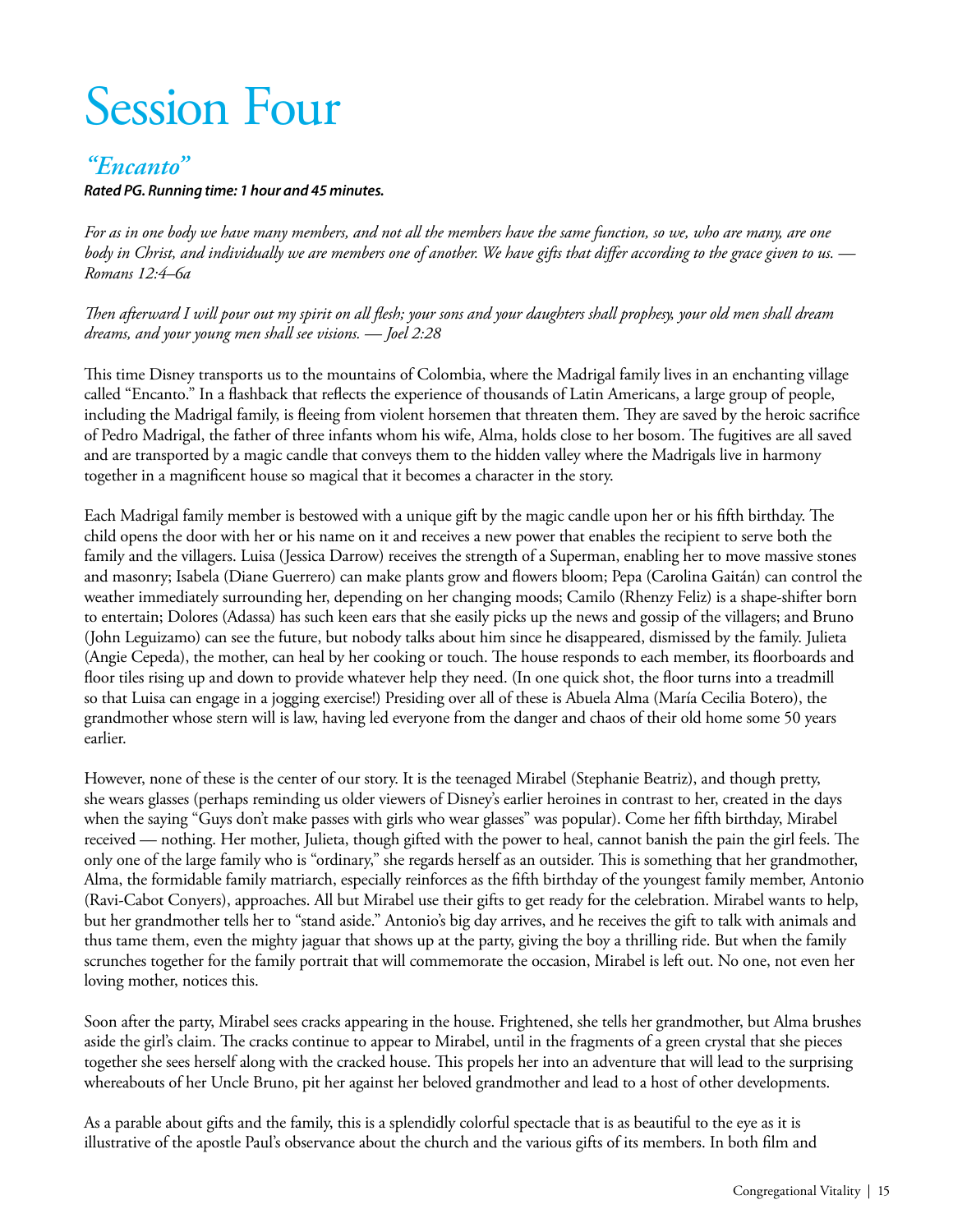# Session Four

## *"Encanto"*

***Rated PG. Running time: 1 hour and 45 minutes.***

*For as in one body we have many members, and not all the members have the same function, so we, who are many, are one body in Christ, and individually we are members one of another. We have gifts that differ according to the grace given to us. — Romans 12:4–6a*

*Then afterward I will pour out my spirit on all flesh; your sons and your daughters shall prophesy, your old men shall dream dreams, and your young men shall see visions. — Joel 2:28*

This time Disney transports us to the mountains of Colombia, where the Madrigal family lives in an enchanting village called "Encanto." In a flashback that reflects the experience of thousands of Latin Americans, a large group of people, including the Madrigal family, is fleeing from violent horsemen that threaten them. They are saved by the heroic sacrifice of Pedro Madrigal, the father of three infants whom his wife, Alma, holds close to her bosom. The fugitives are all saved and are transported by a magic candle that conveys them to the hidden valley where the Madrigals live in harmony together in a magnificent house so magical that it becomes a character in the story.

Each Madrigal family member is bestowed with a unique gift by the magic candle upon her or his fifth birthday. The child opens the door with her or his name on it and receives a new power that enables the recipient to serve both the family and the villagers. Luisa (Jessica Darrow) receives the strength of a Superman, enabling her to move massive stones and masonry; Isabela (Diane Guerrero) can make plants grow and flowers bloom; Pepa (Carolina Gaitán) can control the weather immediately surrounding her, depending on her changing moods; Camilo (Rhenzy Feliz) is a shape-shifter born to entertain; Dolores (Adassa) has such keen ears that she easily picks up the news and gossip of the villagers; and Bruno (John Leguizamo) can see the future, but nobody talks about him since he disappeared, dismissed by the family. Julieta (Angie Cepeda), the mother, can heal by her cooking or touch. The house responds to each member, its floorboards and floor tiles rising up and down to provide whatever help they need. (In one quick shot, the floor turns into a treadmill so that Luisa can engage in a jogging exercise!) Presiding over all of these is Abuela Alma (María Cecilia Botero), the grandmother whose stern will is law, having led everyone from the danger and chaos of their old home some 50 years earlier.

However, none of these is the center of our story. It is the teenaged Mirabel (Stephanie Beatriz), and though pretty, she wears glasses (perhaps reminding us older viewers of Disney's earlier heroines in contrast to her, created in the days when the saying "Guys don't make passes with girls who wear glasses" was popular). Come her fifth birthday, Mirabel received — nothing. Her mother, Julieta, though gifted with the power to heal, cannot banish the pain the girl feels. The only one of the large family who is "ordinary," she regards herself as an outsider. This is something that her grandmother, Alma, the formidable family matriarch, especially reinforces as the fifth birthday of the youngest family member, Antonio (Ravi-Cabot Conyers), approaches. All but Mirabel use their gifts to get ready for the celebration. Mirabel wants to help, but her grandmother tells her to "stand aside." Antonio's big day arrives, and he receives the gift to talk with animals and thus tame them, even the mighty jaguar that shows up at the party, giving the boy a thrilling ride. But when the family scrunches together for the family portrait that will commemorate the occasion, Mirabel is left out. No one, not even her loving mother, notices this.

Soon after the party, Mirabel sees cracks appearing in the house. Frightened, she tells her grandmother, but Alma brushes aside the girl's claim. The cracks continue to appear to Mirabel, until in the fragments of a green crystal that she pieces together she sees herself along with the cracked house. This propels her into an adventure that will lead to the surprising whereabouts of her Uncle Bruno, pit her against her beloved grandmother and lead to a host of other developments.

As a parable about gifts and the family, this is a splendidly colorful spectacle that is as beautiful to the eye as it is illustrative of the apostle Paul's observance about the church and the various gifts of its members. In both film and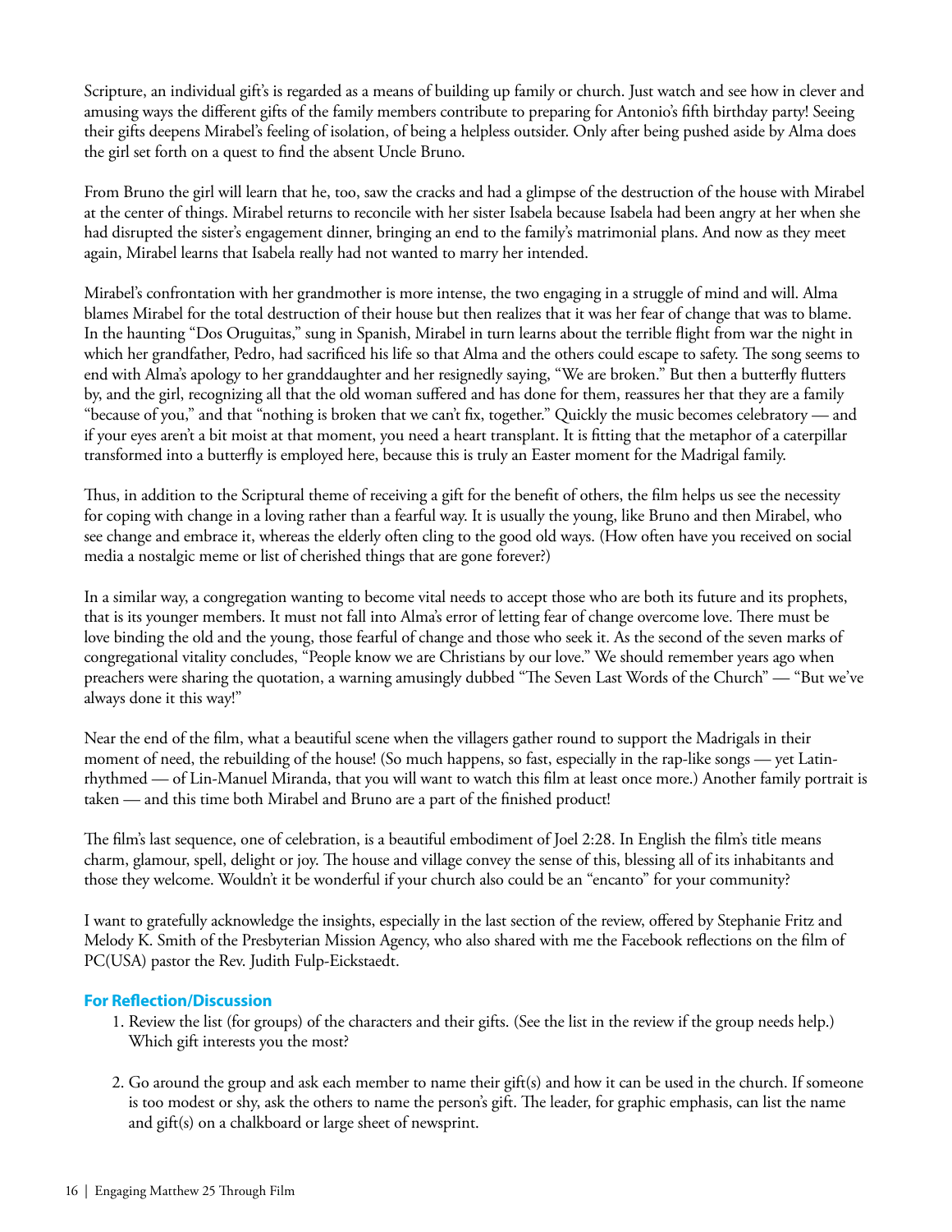Scripture, an individual gift's is regarded as a means of building up family or church. Just watch and see how in clever and amusing ways the different gifts of the family members contribute to preparing for Antonio's fifth birthday party! Seeing their gifts deepens Mirabel's feeling of isolation, of being a helpless outsider. Only after being pushed aside by Alma does the girl set forth on a quest to find the absent Uncle Bruno.

From Bruno the girl will learn that he, too, saw the cracks and had a glimpse of the destruction of the house with Mirabel at the center of things. Mirabel returns to reconcile with her sister Isabela because Isabela had been angry at her when she had disrupted the sister's engagement dinner, bringing an end to the family's matrimonial plans. And now as they meet again, Mirabel learns that Isabela really had not wanted to marry her intended.

Mirabel's confrontation with her grandmother is more intense, the two engaging in a struggle of mind and will. Alma blames Mirabel for the total destruction of their house but then realizes that it was her fear of change that was to blame. In the haunting "Dos Oruguitas," sung in Spanish, Mirabel in turn learns about the terrible flight from war the night in which her grandfather, Pedro, had sacrificed his life so that Alma and the others could escape to safety. The song seems to end with Alma's apology to her granddaughter and her resignedly saying, "We are broken." But then a butterfly flutters by, and the girl, recognizing all that the old woman suffered and has done for them, reassures her that they are a family "because of you," and that "nothing is broken that we can't fix, together." Quickly the music becomes celebratory — and if your eyes aren't a bit moist at that moment, you need a heart transplant. It is fitting that the metaphor of a caterpillar transformed into a butterfly is employed here, because this is truly an Easter moment for the Madrigal family.

Thus, in addition to the Scriptural theme of receiving a gift for the benefit of others, the film helps us see the necessity for coping with change in a loving rather than a fearful way. It is usually the young, like Bruno and then Mirabel, who see change and embrace it, whereas the elderly often cling to the good old ways. (How often have you received on social media a nostalgic meme or list of cherished things that are gone forever?)

In a similar way, a congregation wanting to become vital needs to accept those who are both its future and its prophets, that is its younger members. It must not fall into Alma's error of letting fear of change overcome love. There must be love binding the old and the young, those fearful of change and those who seek it. As the second of the seven marks of congregational vitality concludes, "People know we are Christians by our love." We should remember years ago when preachers were sharing the quotation, a warning amusingly dubbed "The Seven Last Words of the Church" — "But we've always done it this way!"

Near the end of the film, what a beautiful scene when the villagers gather round to support the Madrigals in their moment of need, the rebuilding of the house! (So much happens, so fast, especially in the rap-like songs — yet Latin-rhythmed — of Lin-Manuel Miranda, that you will want to watch this film at least once more.) Another family portrait is taken — and this time both Mirabel and Bruno are a part of the finished product!

The film's last sequence, one of celebration, is a beautiful embodiment of Joel 2:28. In English the film's title means charm, glamour, spell, delight or joy. The house and village convey the sense of this, blessing all of its inhabitants and those they welcome. Wouldn't it be wonderful if your church also could be an "encanto" for your community?

I want to gratefully acknowledge the insights, especially in the last section of the review, offered by Stephanie Fritz and Melody K. Smith of the Presbyterian Mission Agency, who also shared with me the Facebook reflections on the film of PC(USA) pastor the Rev. Judith Fulp-Eickstaedt.

### For Reflection/Discussion

1. Review the list (for groups) of the characters and their gifts. (See the list in the review if the group needs help.) Which gift interests you the most?

2. Go around the group and ask each member to name their gift(s) and how it can be used in the church. If someone is too modest or shy, ask the others to name the person's gift. The leader, for graphic emphasis, can list the name and gift(s) on a chalkboard or large sheet of newsprint.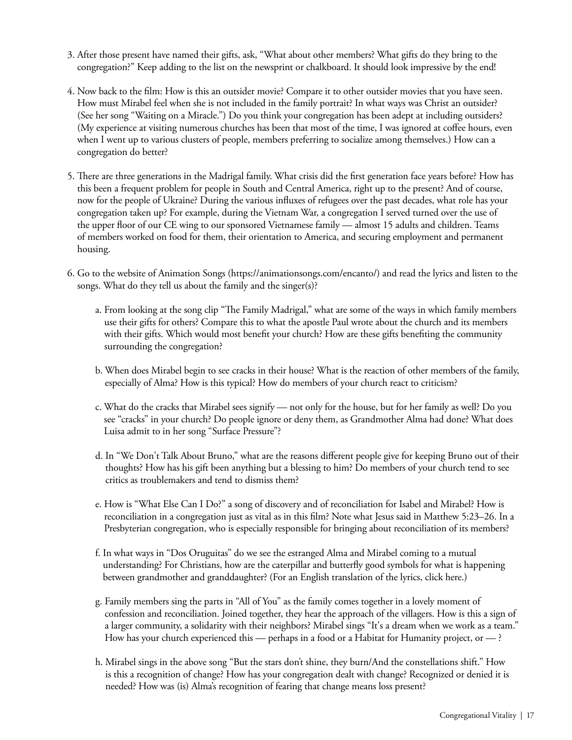3. After those present have named their gifts, ask, "What about other members? What gifts do they bring to the congregation?" Keep adding to the list on the newsprint or chalkboard. It should look impressive by the end!

4. Now back to the film: How is this an outsider movie? Compare it to other outsider movies that you have seen. How must Mirabel feel when she is not included in the family portrait? In what ways was Christ an outsider? (See her song "Waiting on a Miracle.") Do you think your congregation has been adept at including outsiders? (My experience at visiting numerous churches has been that most of the time, I was ignored at coffee hours, even when I went up to various clusters of people, members preferring to socialize among themselves.) How can a congregation do better?

5. There are three generations in the Madrigal family. What crisis did the first generation face years before? How has this been a frequent problem for people in South and Central America, right up to the present? And of course, now for the people of Ukraine? During the various influxes of refugees over the past decades, what role has your congregation taken up? For example, during the Vietnam War, a congregation I served turned over the use of the upper floor of our CE wing to our sponsored Vietnamese family — almost 15 adults and children. Teams of members worked on food for them, their orientation to America, and securing employment and permanent housing.

6. Go to the website of Animation Songs (https://animationsongs.com/encanto/) and read the lyrics and listen to the songs. What do they tell us about the family and the singer(s)?

   a. From looking at the song clip "The Family Madrigal," what are some of the ways in which family members use their gifts for others? Compare this to what the apostle Paul wrote about the church and its members with their gifts. Which would most benefit your church? How are these gifts benefiting the community surrounding the congregation?

   b. When does Mirabel begin to see cracks in their house? What is the reaction of other members of the family, especially of Alma? How is this typical? How do members of your church react to criticism?

   c. What do the cracks that Mirabel sees signify — not only for the house, but for her family as well? Do you see "cracks" in your church? Do people ignore or deny them, as Grandmother Alma had done? What does Luisa admit to in her song "Surface Pressure"?

   d. In "We Don't Talk About Bruno," what are the reasons different people give for keeping Bruno out of their thoughts? How has his gift been anything but a blessing to him? Do members of your church tend to see critics as troublemakers and tend to dismiss them?

   e. How is "What Else Can I Do?" a song of discovery and of reconciliation for Isabel and Mirabel? How is reconciliation in a congregation just as vital as in this film? Note what Jesus said in Matthew 5:23–26. In a Presbyterian congregation, who is especially responsible for bringing about reconciliation of its members?

   f. In what ways in "Dos Oruguitas" do we see the estranged Alma and Mirabel coming to a mutual understanding? For Christians, how are the caterpillar and butterfly good symbols for what is happening between grandmother and granddaughter? (For an English translation of the lyrics, click here.)

   g. Family members sing the parts in "All of You" as the family comes together in a lovely moment of confession and reconciliation. Joined together, they hear the approach of the villagers. How is this a sign of a larger community, a solidarity with their neighbors? Mirabel sings "It's a dream when we work as a team." How has your church experienced this — perhaps in a food or a Habitat for Humanity project, or — ?

   h. Mirabel sings in the above song "But the stars don't shine, they burn/And the constellations shift." How is this a recognition of change? How has your congregation dealt with change? Recognized or denied it is needed? How was (is) Alma's recognition of fearing that change means loss present?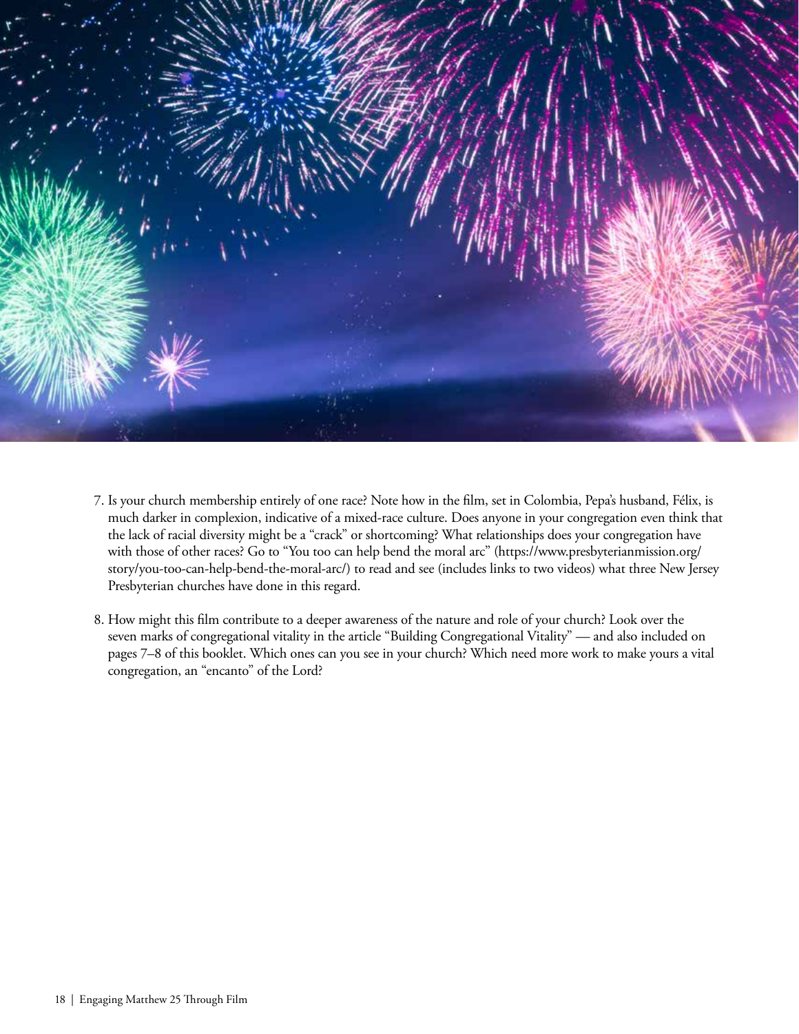7. Is your church membership entirely of one race? Note how in the film, set in Colombia, Pepa's husband, Félix, is much darker in complexion, indicative of a mixed-race culture. Does anyone in your congregation even think that the lack of racial diversity might be a "crack" or shortcoming? What relationships does your congregation have with those of other races? Go to "You too can help bend the moral arc" (https://www.presbyterianmission.org/story/you-too-can-help-bend-the-moral-arc/) to read and see (includes links to two videos) what three New Jersey Presbyterian churches have done in this regard.

8. How might this film contribute to a deeper awareness of the nature and role of your church? Look over the seven marks of congregational vitality in the article "Building Congregational Vitality" — and also included on pages 7–8 of this booklet. Which ones can you see in your church? Which need more work to make yours a vital congregation, an "encanto" of the Lord?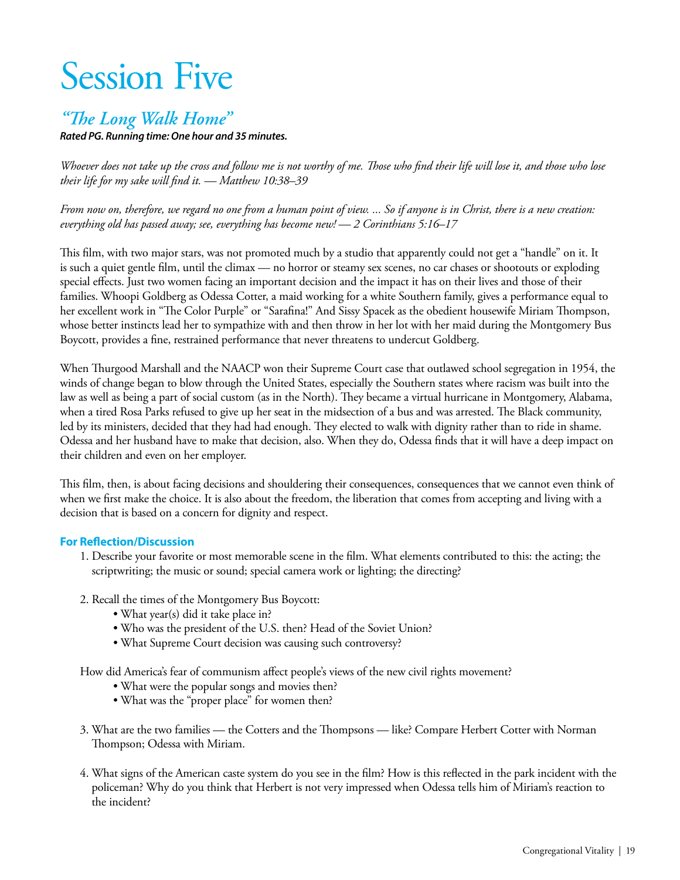# Session Five

## *"The Long Walk Home"*

***Rated PG. Running time: One hour and 35 minutes.***

*Whoever does not take up the cross and follow me is not worthy of me. Those who find their life will lose it, and those who lose their life for my sake will find it. — Matthew 10:38–39*

*From now on, therefore, we regard no one from a human point of view. ... So if anyone is in Christ, there is a new creation: everything old has passed away; see, everything has become new! — 2 Corinthians 5:16–17*

This film, with two major stars, was not promoted much by a studio that apparently could not get a "handle" on it. It is such a quiet gentle film, until the climax — no horror or steamy sex scenes, no car chases or shootouts or exploding special effects. Just two women facing an important decision and the impact it has on their lives and those of their families. Whoopi Goldberg as Odessa Cotter, a maid working for a white Southern family, gives a performance equal to her excellent work in "The Color Purple" or "Sarafina!" And Sissy Spacek as the obedient housewife Miriam Thompson, whose better instincts lead her to sympathize with and then throw in her lot with her maid during the Montgomery Bus Boycott, provides a fine, restrained performance that never threatens to undercut Goldberg.

When Thurgood Marshall and the NAACP won their Supreme Court case that outlawed school segregation in 1954, the winds of change began to blow through the United States, especially the Southern states where racism was built into the law as well as being a part of social custom (as in the North). They became a virtual hurricane in Montgomery, Alabama, when a tired Rosa Parks refused to give up her seat in the midsection of a bus and was arrested. The Black community, led by its ministers, decided that they had had enough. They elected to walk with dignity rather than to ride in shame. Odessa and her husband have to make that decision, also. When they do, Odessa finds that it will have a deep impact on their children and even on her employer.

This film, then, is about facing decisions and shouldering their consequences, consequences that we cannot even think of when we first make the choice. It is also about the freedom, the liberation that comes from accepting and living with a decision that is based on a concern for dignity and respect.

### For Reflection/Discussion

1. Describe your favorite or most memorable scene in the film. What elements contributed to this: the acting; the scriptwriting; the music or sound; special camera work or lighting; the directing?

2. Recall the times of the Montgomery Bus Boycott:
   - What year(s) did it take place in?
   - Who was the president of the U.S. then? Head of the Soviet Union?
   - What Supreme Court decision was causing such controversy?

   How did America's fear of communism affect people's views of the new civil rights movement?
   - What were the popular songs and movies then?
   - What was the "proper place" for women then?

3. What are the two families — the Cotters and the Thompsons — like? Compare Herbert Cotter with Norman Thompson; Odessa with Miriam.

4. What signs of the American caste system do you see in the film? How is this reflected in the park incident with the policeman? Why do you think that Herbert is not very impressed when Odessa tells him of Miriam's reaction to the incident?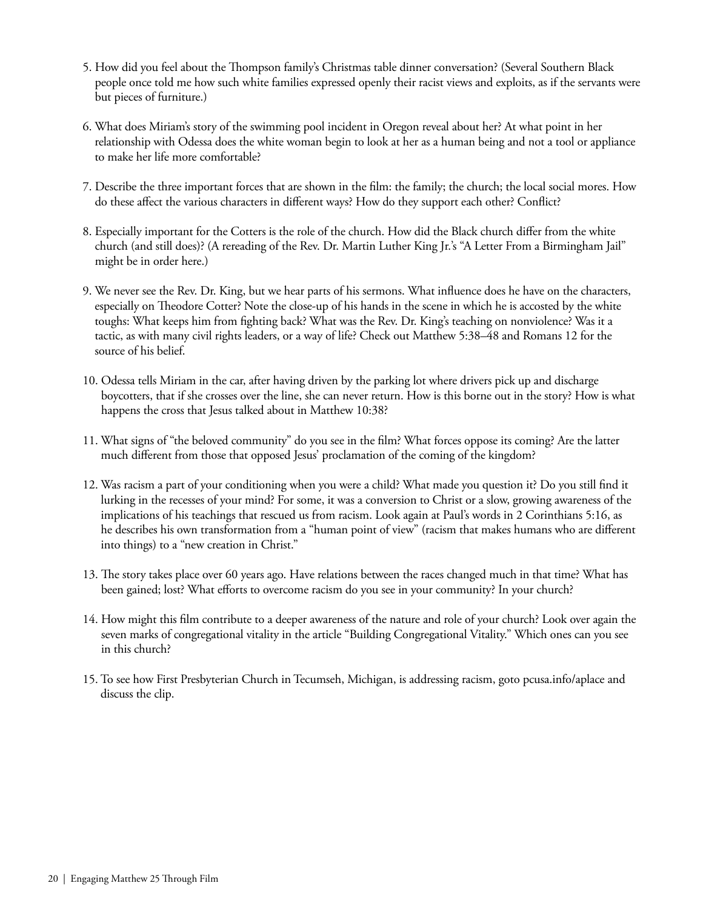5. How did you feel about the Thompson family's Christmas table dinner conversation? (Several Southern Black people once told me how such white families expressed openly their racist views and exploits, as if the servants were but pieces of furniture.)

6. What does Miriam's story of the swimming pool incident in Oregon reveal about her? At what point in her relationship with Odessa does the white woman begin to look at her as a human being and not a tool or appliance to make her life more comfortable?

7. Describe the three important forces that are shown in the film: the family; the church; the local social mores. How do these affect the various characters in different ways? How do they support each other? Conflict?

8. Especially important for the Cotters is the role of the church. How did the Black church differ from the white church (and still does)? (A rereading of the Rev. Dr. Martin Luther King Jr.'s "A Letter From a Birmingham Jail" might be in order here.)

9. We never see the Rev. Dr. King, but we hear parts of his sermons. What influence does he have on the characters, especially on Theodore Cotter? Note the close-up of his hands in the scene in which he is accosted by the white toughs: What keeps him from fighting back? What was the Rev. Dr. King's teaching on nonviolence? Was it a tactic, as with many civil rights leaders, or a way of life? Check out Matthew 5:38–48 and Romans 12 for the source of his belief.

10. Odessa tells Miriam in the car, after having driven by the parking lot where drivers pick up and discharge boycotters, that if she crosses over the line, she can never return. How is this borne out in the story? How is what happens the cross that Jesus talked about in Matthew 10:38?

11. What signs of "the beloved community" do you see in the film? What forces oppose its coming? Are the latter much different from those that opposed Jesus' proclamation of the coming of the kingdom?

12. Was racism a part of your conditioning when you were a child? What made you question it? Do you still find it lurking in the recesses of your mind? For some, it was a conversion to Christ or a slow, growing awareness of the implications of his teachings that rescued us from racism. Look again at Paul's words in 2 Corinthians 5:16, as he describes his own transformation from a "human point of view" (racism that makes humans who are different into things) to a "new creation in Christ."

13. The story takes place over 60 years ago. Have relations between the races changed much in that time? What has been gained; lost? What efforts to overcome racism do you see in your community? In your church?

14. How might this film contribute to a deeper awareness of the nature and role of your church? Look over again the seven marks of congregational vitality in the article "Building Congregational Vitality." Which ones can you see in this church?

15. To see how First Presbyterian Church in Tecumseh, Michigan, is addressing racism, goto pcusa.info/aplace and discuss the clip.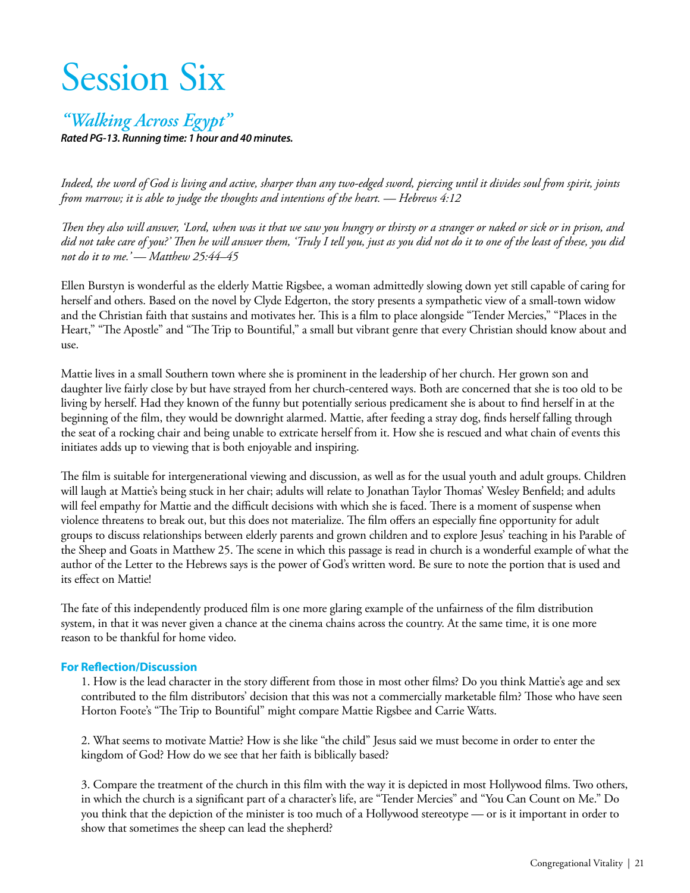# Session Six

## *"Walking Across Egypt"*

***Rated PG-13. Running time: 1 hour and 40 minutes.***

*Indeed, the word of God is living and active, sharper than any two-edged sword, piercing until it divides soul from spirit, joints from marrow; it is able to judge the thoughts and intentions of the heart. — Hebrews 4:12*

*Then they also will answer, 'Lord, when was it that we saw you hungry or thirsty or a stranger or naked or sick or in prison, and did not take care of you?' Then he will answer them, 'Truly I tell you, just as you did not do it to one of the least of these, you did not do it to me.' — Matthew 25:44–45*

Ellen Burstyn is wonderful as the elderly Mattie Rigsbee, a woman admittedly slowing down yet still capable of caring for herself and others. Based on the novel by Clyde Edgerton, the story presents a sympathetic view of a small-town widow and the Christian faith that sustains and motivates her. This is a film to place alongside "Tender Mercies," "Places in the Heart," "The Apostle" and "The Trip to Bountiful," a small but vibrant genre that every Christian should know about and use.

Mattie lives in a small Southern town where she is prominent in the leadership of her church. Her grown son and daughter live fairly close by but have strayed from her church-centered ways. Both are concerned that she is too old to be living by herself. Had they known of the funny but potentially serious predicament she is about to find herself in at the beginning of the film, they would be downright alarmed. Mattie, after feeding a stray dog, finds herself falling through the seat of a rocking chair and being unable to extricate herself from it. How she is rescued and what chain of events this initiates adds up to viewing that is both enjoyable and inspiring.

The film is suitable for intergenerational viewing and discussion, as well as for the usual youth and adult groups. Children will laugh at Mattie's being stuck in her chair; adults will relate to Jonathan Taylor Thomas' Wesley Benfield; and adults will feel empathy for Mattie and the difficult decisions with which she is faced. There is a moment of suspense when violence threatens to break out, but this does not materialize. The film offers an especially fine opportunity for adult groups to discuss relationships between elderly parents and grown children and to explore Jesus' teaching in his Parable of the Sheep and Goats in Matthew 25. The scene in which this passage is read in church is a wonderful example of what the author of the Letter to the Hebrews says is the power of God's written word. Be sure to note the portion that is used and its effect on Mattie!

The fate of this independently produced film is one more glaring example of the unfairness of the film distribution system, in that it was never given a chance at the cinema chains across the country. At the same time, it is one more reason to be thankful for home video.

### For Reflection/Discussion

1. How is the lead character in the story different from those in most other films? Do you think Mattie's age and sex contributed to the film distributors' decision that this was not a commercially marketable film? Those who have seen Horton Foote's "The Trip to Bountiful" might compare Mattie Rigsbee and Carrie Watts.

2. What seems to motivate Mattie? How is she like "the child" Jesus said we must become in order to enter the kingdom of God? How do we see that her faith is biblically based?

3. Compare the treatment of the church in this film with the way it is depicted in most Hollywood films. Two others, in which the church is a significant part of a character's life, are "Tender Mercies" and "You Can Count on Me." Do you think that the depiction of the minister is too much of a Hollywood stereotype — or is it important in order to show that sometimes the sheep can lead the shepherd?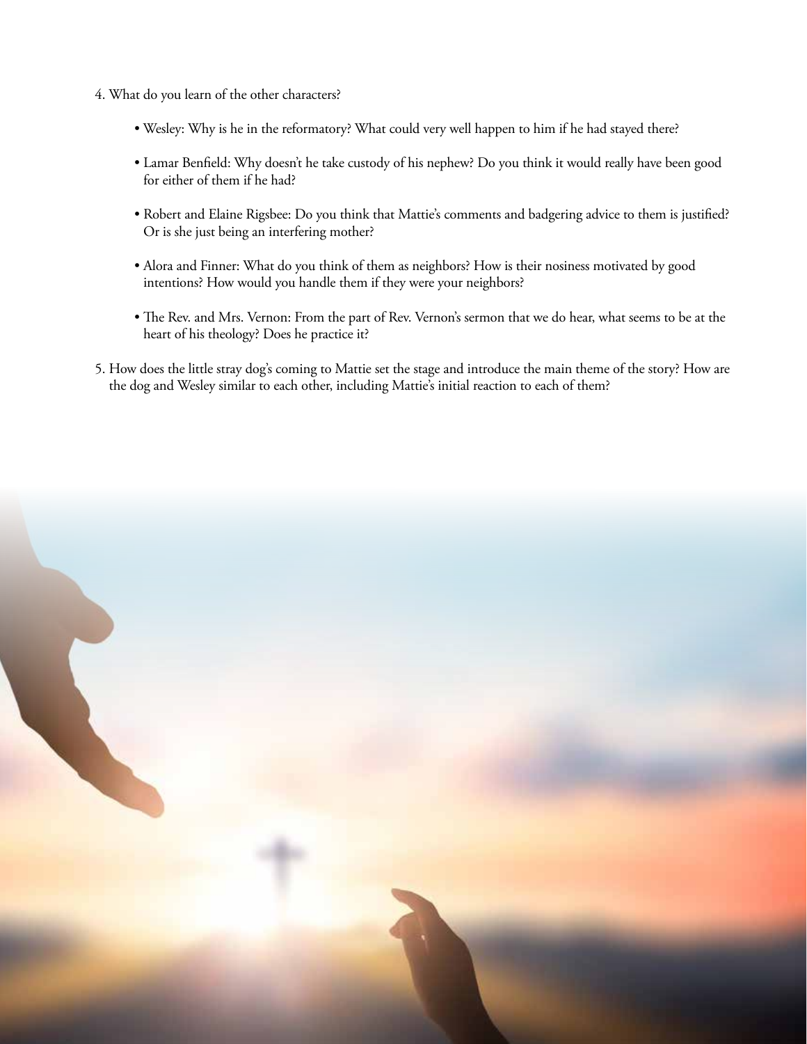4. What do you learn of the other characters?

    - Wesley: Why is he in the reformatory? What could very well happen to him if he had stayed there?
    - Lamar Benfield: Why doesn't he take custody of his nephew? Do you think it would really have been good for either of them if he had?
    - Robert and Elaine Rigsbee: Do you think that Mattie's comments and badgering advice to them is justified? Or is she just being an interfering mother?
    - Alora and Finner: What do you think of them as neighbors? How is their nosiness motivated by good intentions? How would you handle them if they were your neighbors?
    - The Rev. and Mrs. Vernon: From the part of Rev. Vernon's sermon that we do hear, what seems to be at the heart of his theology? Does he practice it?

5. How does the little stray dog's coming to Mattie set the stage and introduce the main theme of the story? How are the dog and Wesley similar to each other, including Mattie's initial reaction to each of them?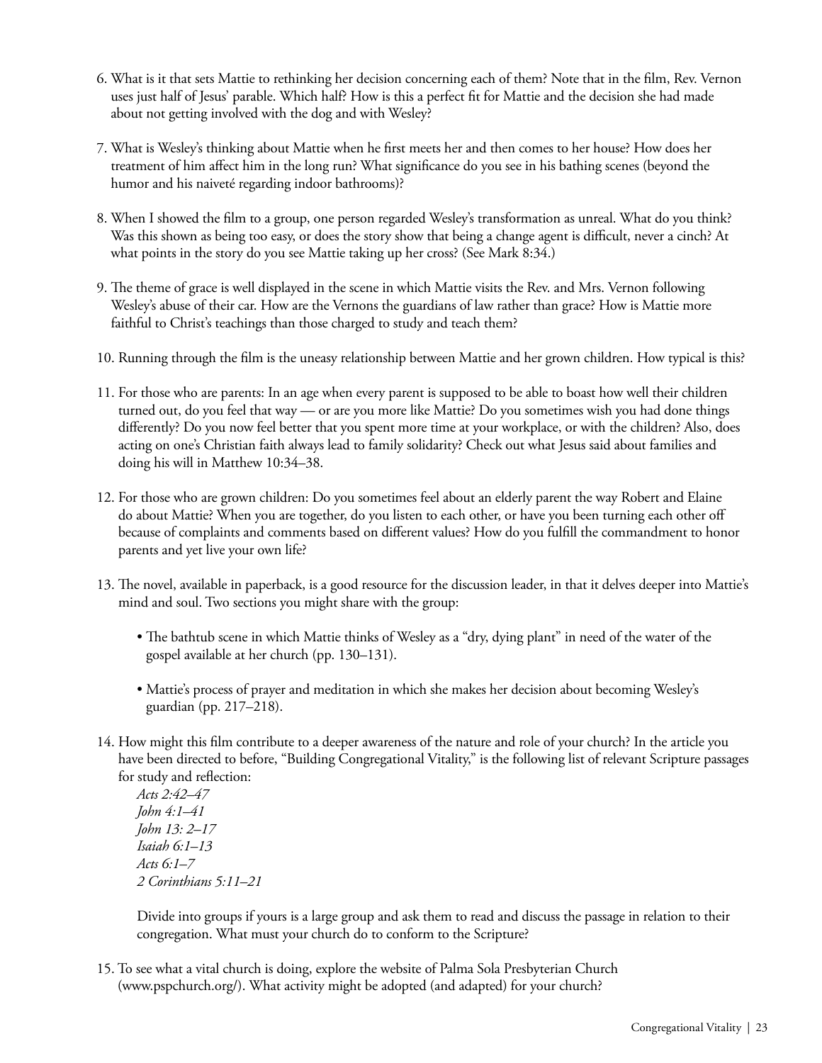6. What is it that sets Mattie to rethinking her decision concerning each of them? Note that in the film, Rev. Vernon uses just half of Jesus' parable. Which half? How is this a perfect fit for Mattie and the decision she had made about not getting involved with the dog and with Wesley?

7. What is Wesley's thinking about Mattie when he first meets her and then comes to her house? How does her treatment of him affect him in the long run? What significance do you see in his bathing scenes (beyond the humor and his naiveté regarding indoor bathrooms)?

8. When I showed the film to a group, one person regarded Wesley's transformation as unreal. What do you think? Was this shown as being too easy, or does the story show that being a change agent is difficult, never a cinch? At what points in the story do you see Mattie taking up her cross? (See Mark 8:34.)

9. The theme of grace is well displayed in the scene in which Mattie visits the Rev. and Mrs. Vernon following Wesley's abuse of their car. How are the Vernons the guardians of law rather than grace? How is Mattie more faithful to Christ's teachings than those charged to study and teach them?

10. Running through the film is the uneasy relationship between Mattie and her grown children. How typical is this?

11. For those who are parents: In an age when every parent is supposed to be able to boast how well their children turned out, do you feel that way — or are you more like Mattie? Do you sometimes wish you had done things differently? Do you now feel better that you spent more time at your workplace, or with the children? Also, does acting on one's Christian faith always lead to family solidarity? Check out what Jesus said about families and doing his will in Matthew 10:34–38.

12. For those who are grown children: Do you sometimes feel about an elderly parent the way Robert and Elaine do about Mattie? When you are together, do you listen to each other, or have you been turning each other off because of complaints and comments based on different values? How do you fulfill the commandment to honor parents and yet live your own life?

13. The novel, available in paperback, is a good resource for the discussion leader, in that it delves deeper into Mattie's mind and soul. Two sections you might share with the group:

    - The bathtub scene in which Mattie thinks of Wesley as a "dry, dying plant" in need of the water of the gospel available at her church (pp. 130–131).

    - Mattie's process of prayer and meditation in which she makes her decision about becoming Wesley's guardian (pp. 217–218).

14. How might this film contribute to a deeper awareness of the nature and role of your church? In the article you have been directed to before, "Building Congregational Vitality," is the following list of relevant Scripture passages for study and reflection:
    *Acts 2:42–47*
    *John 4:1–41*
    *John 13: 2–17*
    *Isaiah 6:1–13*
    *Acts 6:1–7*
    *2 Corinthians 5:11–21*

    Divide into groups if yours is a large group and ask them to read and discuss the passage in relation to their congregation. What must your church do to conform to the Scripture?

15. To see what a vital church is doing, explore the website of Palma Sola Presbyterian Church (www.pspchurch.org/). What activity might be adopted (and adapted) for your church?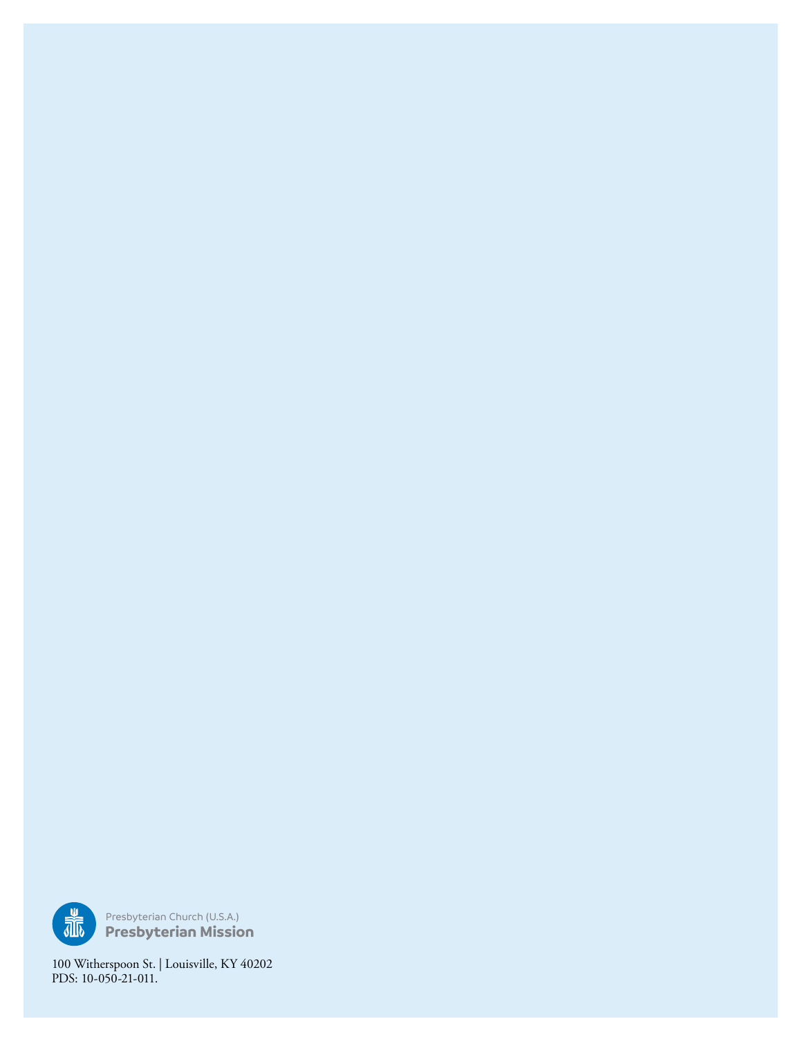Presbyterian Church (U.S.A.)
**Presbyterian Mission**

100 Witherspoon St. | Louisville, KY 40202
PDS: 10-050-21-011.